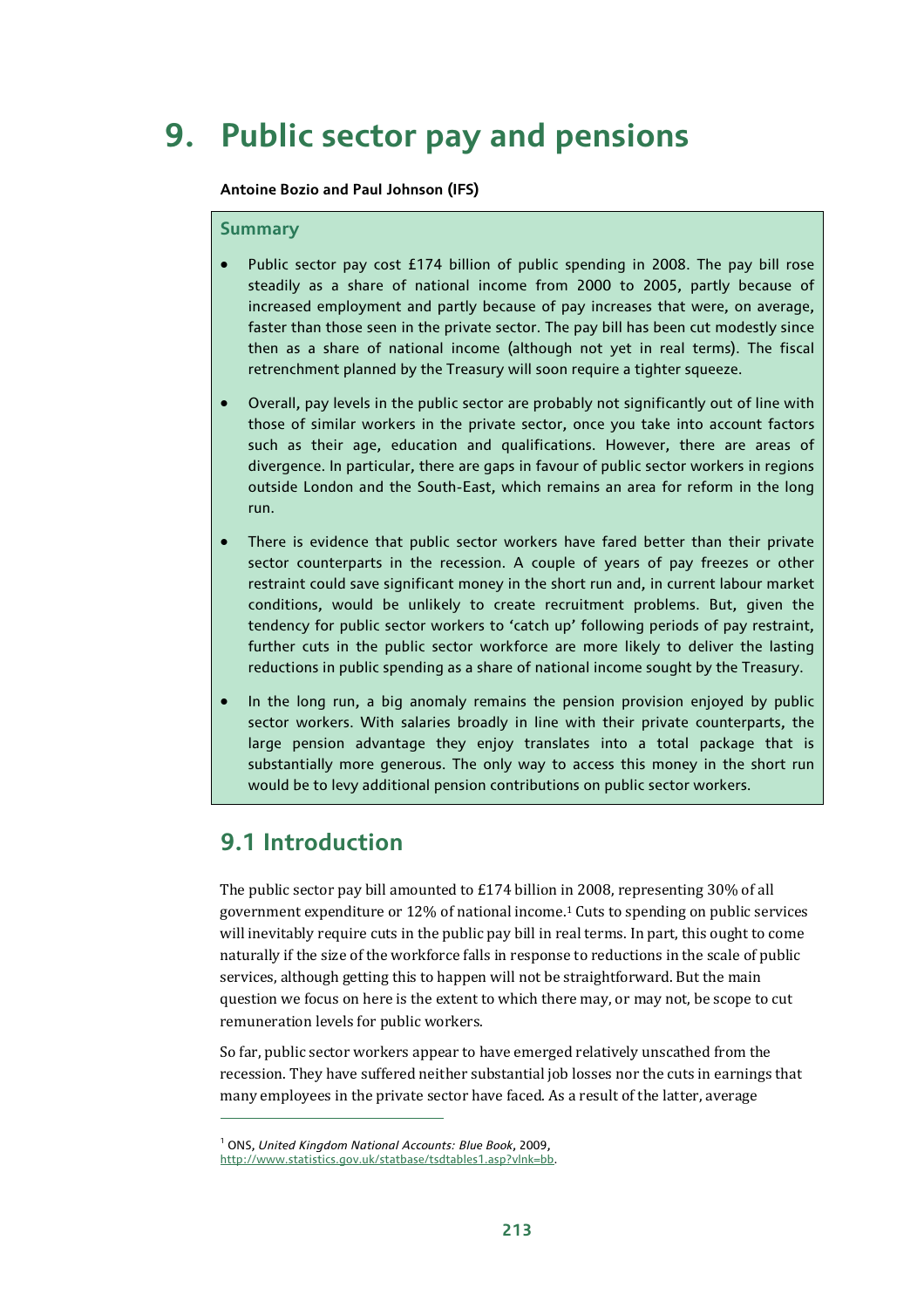# 9. Public sector pay and pensions

**Antoine Bozio and Paul Johnson (IFS)**

### Summary

- Public sector pay cost £174 billion of public spending in 2008. The pay bill rose steadily as a share of national income from 2000 to 2005, partly because of increased employment and partly because of pay increases that were, on average, faster than those seen in the private sector. The pay bill has been cut modestly since then as a share of national income (although not yet in real terms). The fiscal retrenchment planned by the Treasury will soon require a tighter squeeze.
- Overall, pay levels in the public sector are probably not significantly out of line with those of similar workers in the private sector, once you take into account factors such as their age, education and qualifications. However, there are areas of divergence. In particular, there are gaps in favour of public sector workers in regions outside London and the South-East, which remains an area for reform in the long run.
- There is evidence that public sector workers have fared better than their private sector counterparts in the recession. A couple of years of pay freezes or other restraint could save significant money in the short run and, in current labour market conditions, would be unlikely to create recruitment problems. But, given the tendency for public sector workers to 'catch up' following periods of pay restraint, further cuts in the public sector workforce are more likely to deliver the lasting reductions in public spending as a share of national income sought by the Treasury.
- In the long run, a big anomaly remains the pension provision enjoyed by public sector workers. With salaries broadly in line with their private counterparts, the large pension advantage they enjoy translates into a total package that is substantially more generous. The only way to access this money in the short run would be to levy additional pension contributions on public sector workers.

## 9.1 Introduction

The public sector pay bill amounted to £174 billion in 2008, representing 30% of all government expenditure or 12% of national income.[1] Cuts to spending on public services will inevitably require cuts in the public pay bill in real terms. In part, this ought to come naturally if the size of the workforce falls in response to reductions in the scale of public services, although getting this to happen will not be straightforward. But the main question we focus on here is the extent to which there may, or may not, be scope to cut remuneration levels for public workers.

So far, public sector workers appear to have emerged relatively unscathed from the recession. They have suffered neither substantial job losses nor the cuts in earnings that many employees in the private sector have faced. As a result of the latter, average

[1] ONS, *United Kingdom National Accounts: Blue Book*, 2009, http://www.statistics.gov.uk/statbase/tsdtables1.asp?vlnk=bb.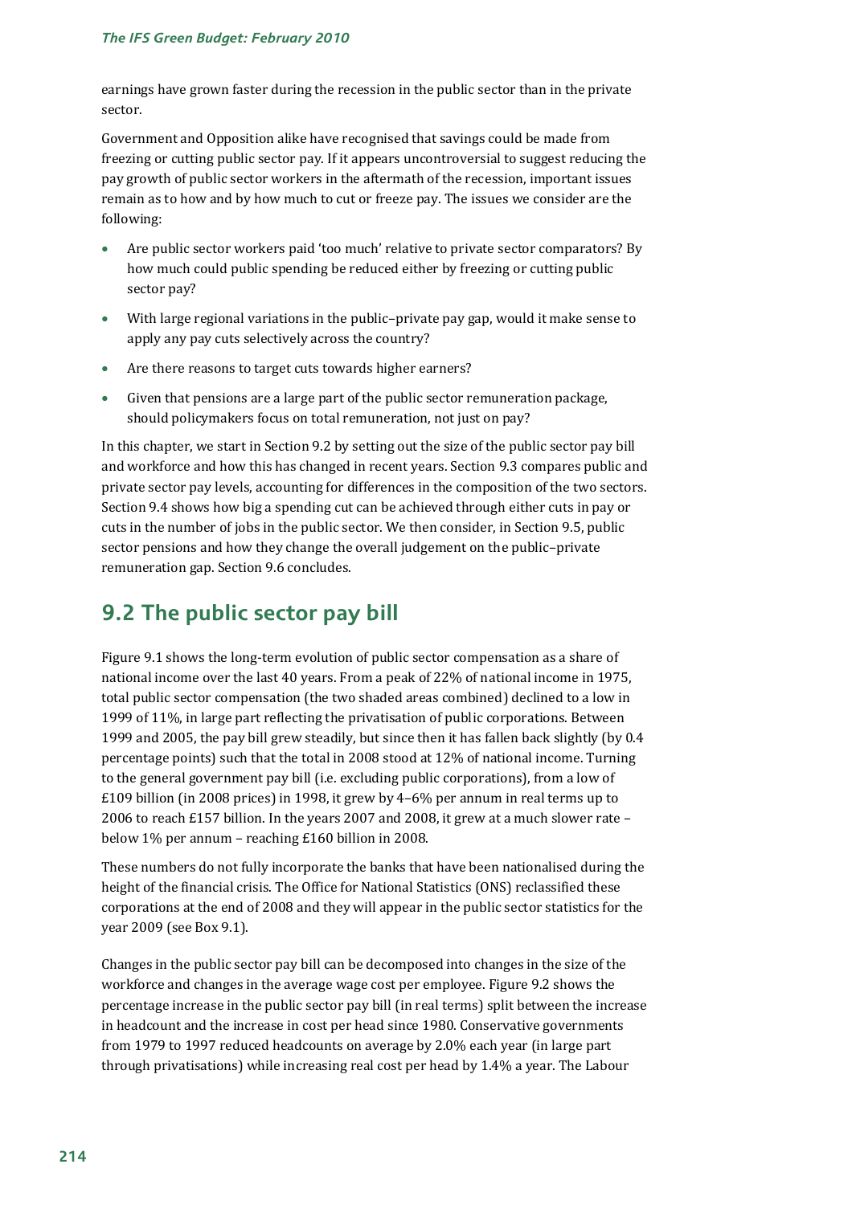earnings have grown faster during the recession in the public sector than in the private sector.

Government and Opposition alike have recognised that savings could be made from freezing or cutting public sector pay. If it appears uncontroversial to suggest reducing the pay growth of public sector workers in the aftermath of the recession, important issues remain as to how and by how much to cut or freeze pay. The issues we consider are the following:

- Are public sector workers paid 'too much' relative to private sector comparators? By how much could public spending be reduced either by freezing or cutting public sector pay?
- With large regional variations in the public–private pay gap, would it make sense to apply any pay cuts selectively across the country?
- Are there reasons to target cuts towards higher earners?
- Given that pensions are a large part of the public sector remuneration package, should policymakers focus on total remuneration, not just on pay?

In this chapter, we start in Section 9.2 by setting out the size of the public sector pay bill and workforce and how this has changed in recent years. Section 9.3 compares public and private sector pay levels, accounting for differences in the composition of the two sectors. Section 9.4 shows how big a spending cut can be achieved through either cuts in pay or cuts in the number of jobs in the public sector. We then consider, in Section 9.5, public sector pensions and how they change the overall judgement on the public–private remuneration gap. Section 9.6 concludes.

## 9.2 The public sector pay bill

Figure 9.1 shows the long-term evolution of public sector compensation as a share of national income over the last 40 years. From a peak of 22% of national income in 1975, total public sector compensation (the two shaded areas combined) declined to a low in 1999 of 11%, in large part reflecting the privatisation of public corporations. Between 1999 and 2005, the pay bill grew steadily, but since then it has fallen back slightly (by 0.4 percentage points) such that the total in 2008 stood at 12% of national income. Turning to the general government pay bill (i.e. excluding public corporations), from a low of £109 billion (in 2008 prices) in 1998, it grew by 4–6% per annum in real terms up to 2006 to reach £157 billion. In the years 2007 and 2008, it grew at a much slower rate – below 1% per annum – reaching £160 billion in 2008.

These numbers do not fully incorporate the banks that have been nationalised during the height of the financial crisis. The Office for National Statistics (ONS) reclassified these corporations at the end of 2008 and they will appear in the public sector statistics for the year 2009 (see Box 9.1).

Changes in the public sector pay bill can be decomposed into changes in the size of the workforce and changes in the average wage cost per employee. Figure 9.2 shows the percentage increase in the public sector pay bill (in real terms) split between the increase in headcount and the increase in cost per head since 1980. Conservative governments from 1979 to 1997 reduced headcounts on average by 2.0% each year (in large part through privatisations) while increasing real cost per head by 1.4% a year. The Labour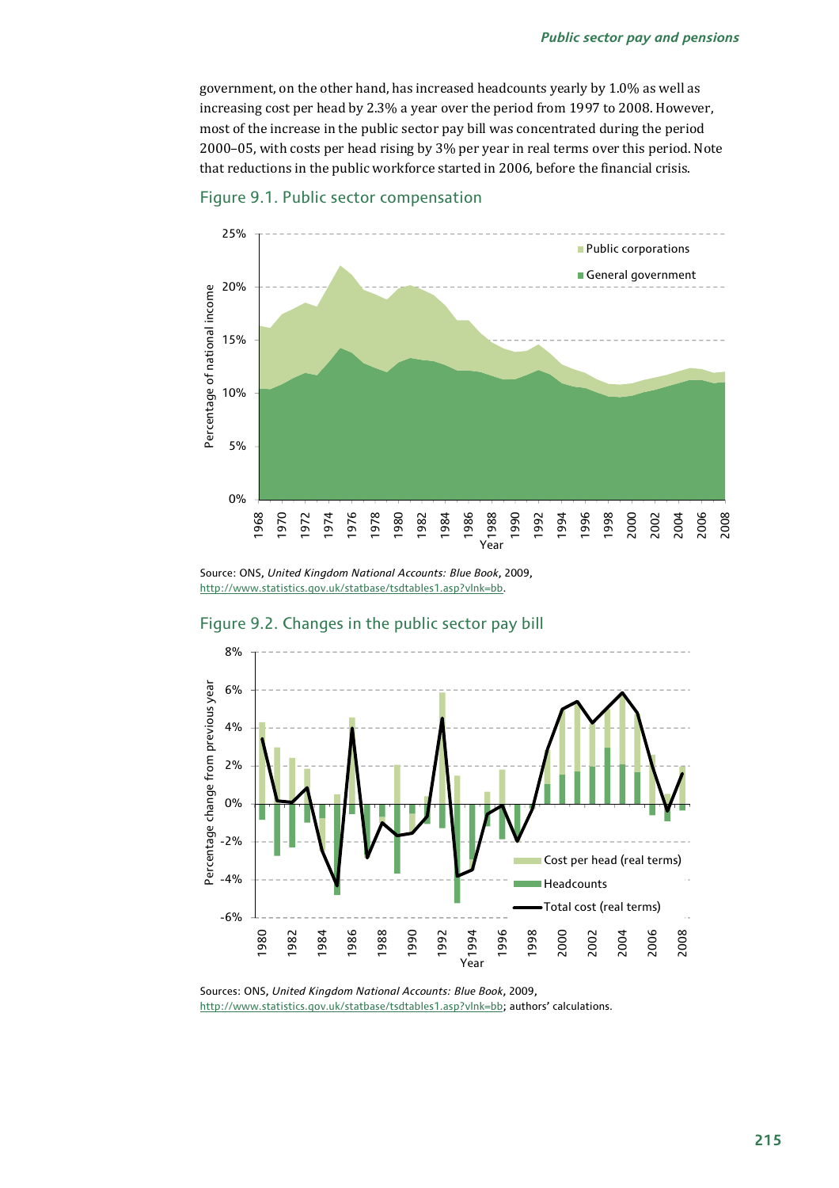government, on the other hand, has increased headcounts yearly by 1.0% as well as increasing cost per head by 2.3% a year over the period from 1997 to 2008. However, most of the increase in the public sector pay bill was concentrated during the period 2000–05, with costs per head rising by 3% per year in real terms over this period. Note that reductions in the public workforce started in 2006, before the financial crisis.

## Figure 9.1. Public sector compensation

Source: ONS, *United Kingdom National Accounts: Blue Book*, 2009, http://www.statistics.gov.uk/statbase/tsdtables1.asp?vlnk=bb.

## Figure 9.2. Changes in the public sector pay bill

Sources: ONS, *United Kingdom National Accounts: Blue Book*, 2009, http://www.statistics.gov.uk/statbase/tsdtables1.asp?vlnk=bb; authors' calculations.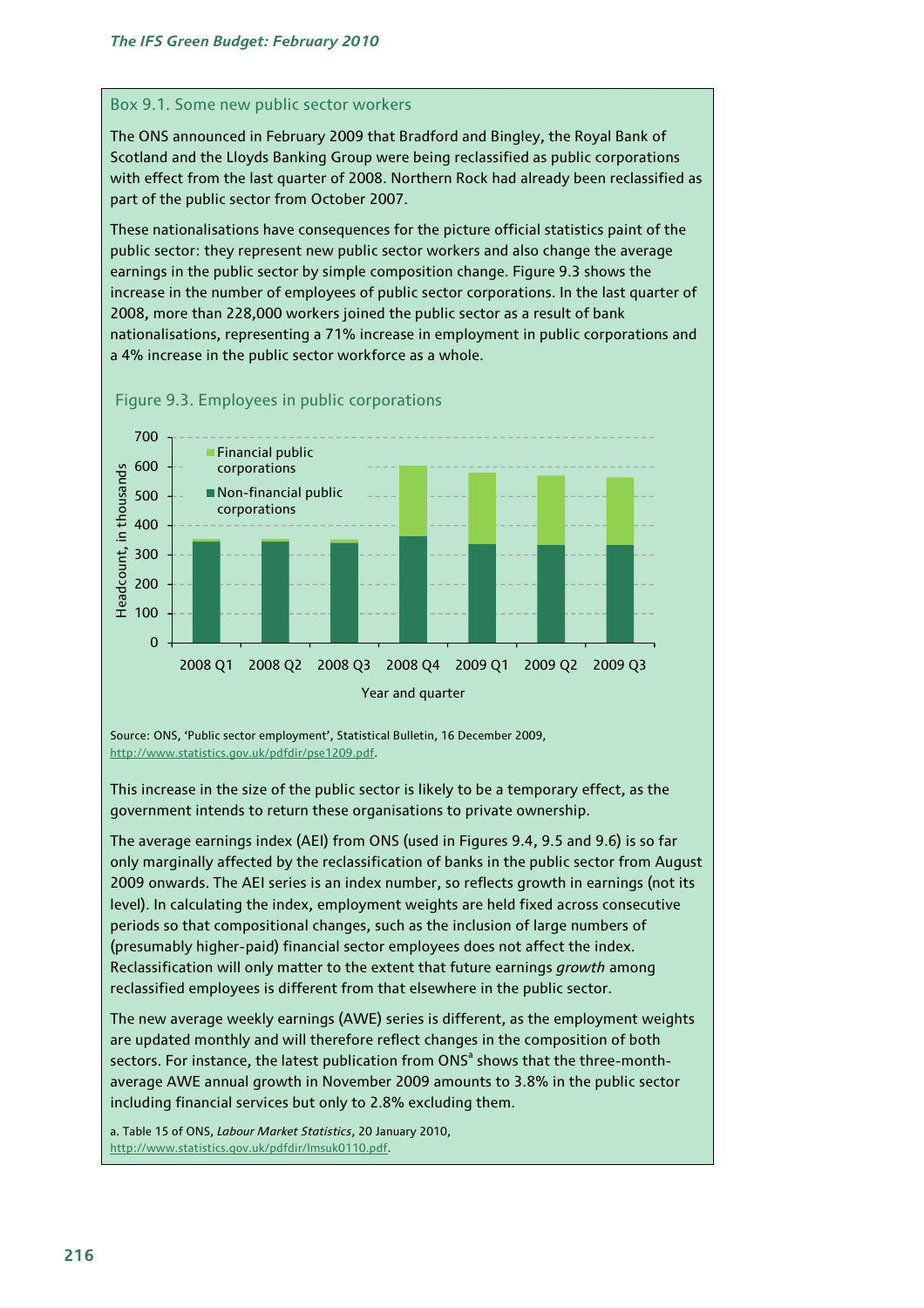### Box 9.1. Some new public sector workers

The ONS announced in February 2009 that Bradford and Bingley, the Royal Bank of Scotland and the Lloyds Banking Group were being reclassified as public corporations with effect from the last quarter of 2008. Northern Rock had already been reclassified as part of the public sector from October 2007.

These nationalisations have consequences for the picture official statistics paint of the public sector: they represent new public sector workers and also change the average earnings in the public sector by simple composition change. Figure 9.3 shows the increase in the number of employees of public sector corporations. In the last quarter of 2008, more than 228,000 workers joined the public sector as a result of bank nationalisations, representing a 71% increase in employment in public corporations and a 4% increase in the public sector workforce as a whole.

Figure 9.3. Employees in public corporations

Source: ONS, 'Public sector employment', Statistical Bulletin, 16 December 2009, http://www.statistics.gov.uk/pdfdir/pse1209.pdf.

This increase in the size of the public sector is likely to be a temporary effect, as the government intends to return these organisations to private ownership.

The average earnings index (AEI) from ONS (used in Figures 9.4, 9.5 and 9.6) is so far only marginally affected by the reclassification of banks in the public sector from August 2009 onwards. The AEI series is an index number, so reflects growth in earnings (not its level). In calculating the index, employment weights are held fixed across consecutive periods so that compositional changes, such as the inclusion of large numbers of (presumably higher-paid) financial sector employees does not affect the index. Reclassification will only matter to the extent that future earnings *growth* among reclassified employees is different from that elsewhere in the public sector.

The new average weekly earnings (AWE) series is different, as the employment weights are updated monthly and will therefore reflect changes in the composition of both sectors. For instance, the latest publication from ONS[a] shows that the three-month-average AWE annual growth in November 2009 amounts to 3.8% in the public sector including financial services but only to 2.8% excluding them.

a. Table 15 of ONS, *Labour Market Statistics*, 20 January 2010, http://www.statistics.gov.uk/pdfdir/lmsuk0110.pdf.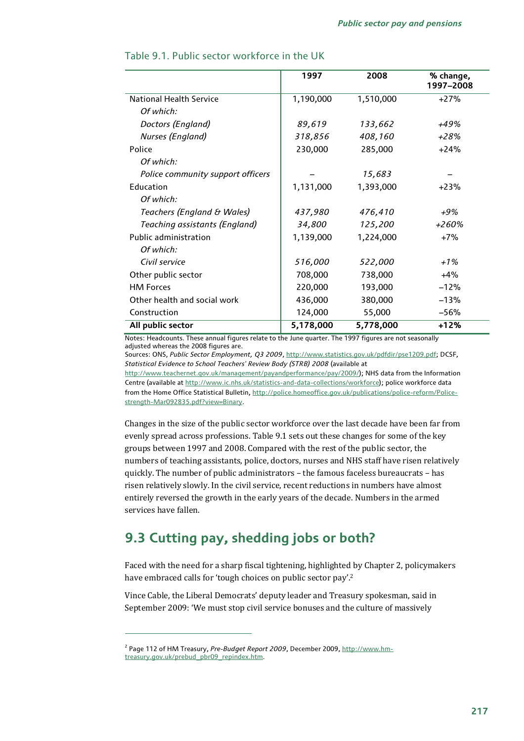Table 9.1. Public sector workforce in the UK

| | 1997 | 2008 | % change, 1997–2008 |
|---|---|---|---|
| National Health Service | 1,190,000 | 1,510,000 | +27% |
| *Of which:* | | | |
| *Doctors (England)* | *89,619* | *133,662* | *+49%* |
| *Nurses (England)* | *318,856* | *408,160* | *+28%* |
| Police | 230,000 | 285,000 | +24% |
| *Of which:* | | | |
| *Police community support officers* | – | *15,683* | – |
| Education | 1,131,000 | 1,393,000 | +23% |
| *Of which:* | | | |
| *Teachers (England & Wales)* | *437,980* | *476,410* | *+9%* |
| *Teaching assistants (England)* | *34,800* | *125,200* | *+260%* |
| Public administration | 1,139,000 | 1,224,000 | +7% |
| *Of which:* | | | |
| *Civil service* | *516,000* | *522,000* | *+1%* |
| Other public sector | 708,000 | 738,000 | +4% |
| HM Forces | 220,000 | 193,000 | –12% |
| Other health and social work | 436,000 | 380,000 | –13% |
| Construction | 124,000 | 55,000 | –56% |
| **All public sector** | **5,178,000** | **5,778,000** | **+12%** |

Notes: Headcounts. These annual figures relate to the June quarter. The 1997 figures are not seasonally adjusted whereas the 2008 figures are.
Sources: ONS, *Public Sector Employment, Q3 2009*, http://www.statistics.gov.uk/pdfdir/pse1209.pdf; DCSF, *Statistical Evidence to School Teachers' Review Body (STRB) 2008* (available at http://www.teachernet.gov.uk/management/payandperformance/pay/2009/); NHS data from the Information Centre (available at http://www.ic.nhs.uk/statistics-and-data-collections/workforce); police workforce data from the Home Office Statistical Bulletin, http://police.homeoffice.gov.uk/publications/police-reform/Police-strength-Mar092835.pdf?view=Binary.

Changes in the size of the public sector workforce over the last decade have been far from evenly spread across professions. Table 9.1 sets out these changes for some of the key groups between 1997 and 2008. Compared with the rest of the public sector, the numbers of teaching assistants, police, doctors, nurses and NHS staff have risen relatively quickly. The number of public administrators – the famous faceless bureaucrats – has risen relatively slowly. In the civil service, recent reductions in numbers have almost entirely reversed the growth in the early years of the decade. Numbers in the armed services have fallen.

## 9.3 Cutting pay, shedding jobs or both?

Faced with the need for a sharp fiscal tightening, highlighted by Chapter 2, policymakers have embraced calls for 'tough choices on public sector pay'.[2]

Vince Cable, the Liberal Democrats' deputy leader and Treasury spokesman, said in September 2009: 'We must stop civil service bonuses and the culture of massively

[2] Page 112 of HM Treasury, *Pre-Budget Report 2009*, December 2009, http://www.hm-treasury.gov.uk/prebud_pbr09_repindex.htm.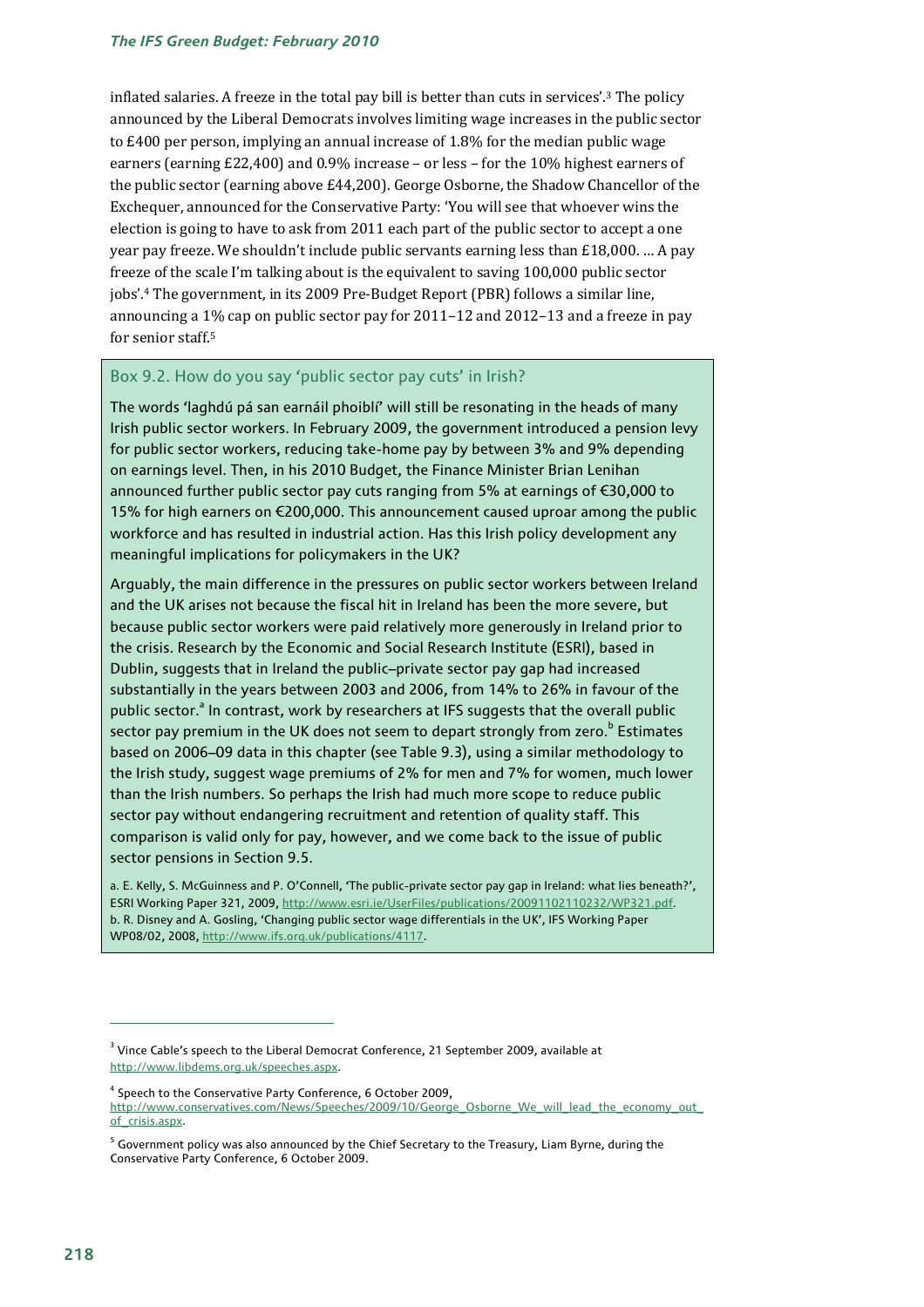inflated salaries. A freeze in the total pay bill is better than cuts in services'.[3] The policy announced by the Liberal Democrats involves limiting wage increases in the public sector to £400 per person, implying an annual increase of 1.8% for the median public wage earners (earning £22,400) and 0.9% increase – or less – for the 10% highest earners of the public sector (earning above £44,200). George Osborne, the Shadow Chancellor of the Exchequer, announced for the Conservative Party: 'You will see that whoever wins the election is going to have to ask from 2011 each part of the public sector to accept a one year pay freeze. We shouldn't include public servants earning less than £18,000. ... A pay freeze of the scale I'm talking about is the equivalent to saving 100,000 public sector jobs'.[4] The government, in its 2009 Pre-Budget Report (PBR) follows a similar line, announcing a 1% cap on public sector pay for 2011–12 and 2012–13 and a freeze in pay for senior staff.[5]

### Box 9.2. How do you say 'public sector pay cuts' in Irish?

The words 'laghdú pá san earnáil phoiblí' will still be resonating in the heads of many Irish public sector workers. In February 2009, the government introduced a pension levy for public sector workers, reducing take-home pay by between 3% and 9% depending on earnings level. Then, in his 2010 Budget, the Finance Minister Brian Lenihan announced further public sector pay cuts ranging from 5% at earnings of €30,000 to 15% for high earners on €200,000. This announcement caused uproar among the public workforce and has resulted in industrial action. Has this Irish policy development any meaningful implications for policymakers in the UK?

Arguably, the main difference in the pressures on public sector workers between Ireland and the UK arises not because the fiscal hit in Ireland has been the more severe, but because public sector workers were paid relatively more generously in Ireland prior to the crisis. Research by the Economic and Social Research Institute (ESRI), based in Dublin, suggests that in Ireland the public–private sector pay gap had increased substantially in the years between 2003 and 2006, from 14% to 26% in favour of the public sector.[a] In contrast, work by researchers at IFS suggests that the overall public sector pay premium in the UK does not seem to depart strongly from zero.[b] Estimates based on 2006–09 data in this chapter (see Table 9.3), using a similar methodology to the Irish study, suggest wage premiums of 2% for men and 7% for women, much lower than the Irish numbers. So perhaps the Irish had much more scope to reduce public sector pay without endangering recruitment and retention of quality staff. This comparison is valid only for pay, however, and we come back to the issue of public sector pensions in Section 9.5.

a. E. Kelly, S. McGuinness and P. O'Connell, 'The public-private sector pay gap in Ireland: what lies beneath?', ESRI Working Paper 321, 2009, http://www.esri.ie/UserFiles/publications/20091102110232/WP321.pdf.
b. R. Disney and A. Gosling, 'Changing public sector wage differentials in the UK', IFS Working Paper WP08/02, 2008, http://www.ifs.org.uk/publications/4117.

---

[3] Vince Cable's speech to the Liberal Democrat Conference, 21 September 2009, available at http://www.libdems.org.uk/speeches.aspx.

[4] Speech to the Conservative Party Conference, 6 October 2009, http://www.conservatives.com/News/Speeches/2009/10/George_Osborne_We_will_lead_the_economy_out_of_crisis.aspx.

[5] Government policy was also announced by the Chief Secretary to the Treasury, Liam Byrne, during the Conservative Party Conference, 6 October 2009.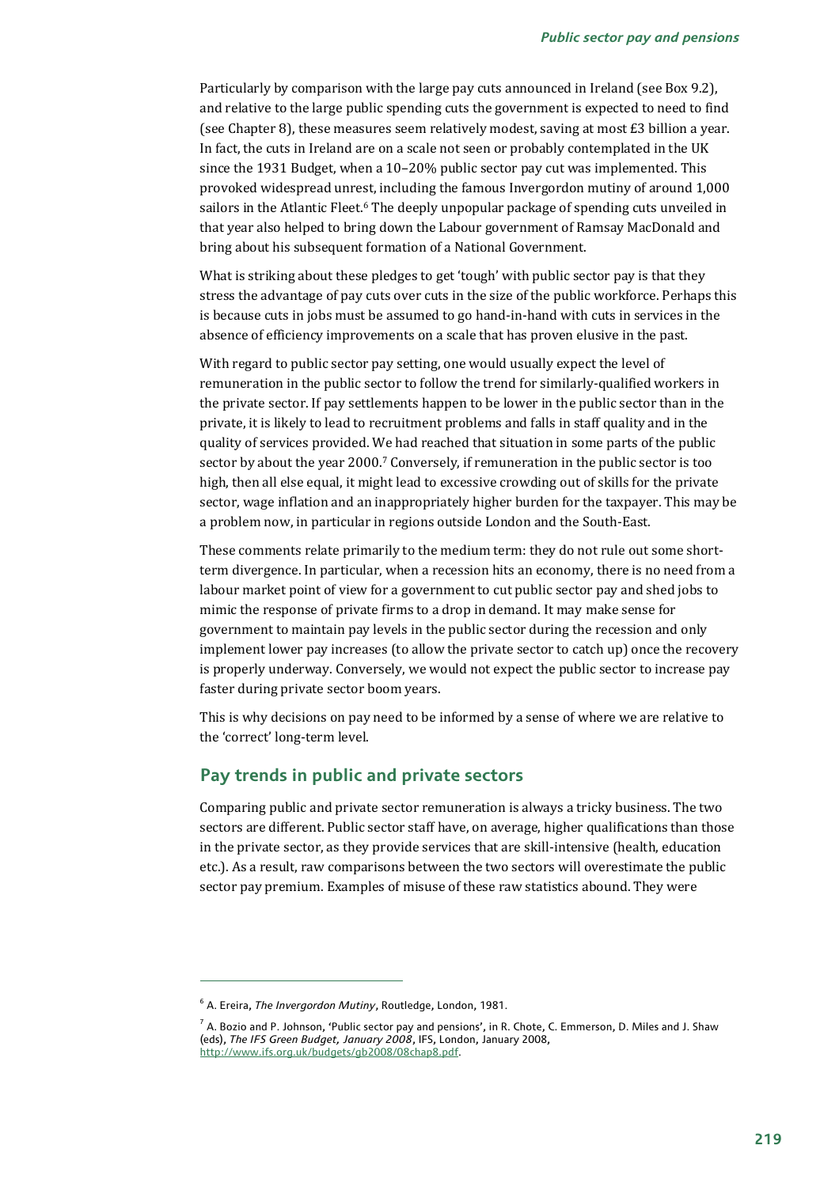Particularly by comparison with the large pay cuts announced in Ireland (see Box 9.2), and relative to the large public spending cuts the government is expected to need to find (see Chapter 8), these measures seem relatively modest, saving at most £3 billion a year. In fact, the cuts in Ireland are on a scale not seen or probably contemplated in the UK since the 1931 Budget, when a 10–20% public sector pay cut was implemented. This provoked widespread unrest, including the famous Invergordon mutiny of around 1,000 sailors in the Atlantic Fleet.[6] The deeply unpopular package of spending cuts unveiled in that year also helped to bring down the Labour government of Ramsay MacDonald and bring about his subsequent formation of a National Government.

What is striking about these pledges to get 'tough' with public sector pay is that they stress the advantage of pay cuts over cuts in the size of the public workforce. Perhaps this is because cuts in jobs must be assumed to go hand-in-hand with cuts in services in the absence of efficiency improvements on a scale that has proven elusive in the past.

With regard to public sector pay setting, one would usually expect the level of remuneration in the public sector to follow the trend for similarly-qualified workers in the private sector. If pay settlements happen to be lower in the public sector than in the private, it is likely to lead to recruitment problems and falls in staff quality and in the quality of services provided. We had reached that situation in some parts of the public sector by about the year 2000.[7] Conversely, if remuneration in the public sector is too high, then all else equal, it might lead to excessive crowding out of skills for the private sector, wage inflation and an inappropriately higher burden for the taxpayer. This may be a problem now, in particular in regions outside London and the South-East.

These comments relate primarily to the medium term: they do not rule out some short-term divergence. In particular, when a recession hits an economy, there is no need from a labour market point of view for a government to cut public sector pay and shed jobs to mimic the response of private firms to a drop in demand. It may make sense for government to maintain pay levels in the public sector during the recession and only implement lower pay increases (to allow the private sector to catch up) once the recovery is properly underway. Conversely, we would not expect the public sector to increase pay faster during private sector boom years.

This is why decisions on pay need to be informed by a sense of where we are relative to the 'correct' long-term level.

## Pay trends in public and private sectors

Comparing public and private sector remuneration is always a tricky business. The two sectors are different. Public sector staff have, on average, higher qualifications than those in the private sector, as they provide services that are skill-intensive (health, education etc.). As a result, raw comparisons between the two sectors will overestimate the public sector pay premium. Examples of misuse of these raw statistics abound. They were

---

[6] A. Ereira, *The Invergordon Mutiny*, Routledge, London, 1981.

[7] A. Bozio and P. Johnson, 'Public sector pay and pensions', in R. Chote, C. Emmerson, D. Miles and J. Shaw (eds), *The IFS Green Budget, January 2008*, IFS, London, January 2008, http://www.ifs.org.uk/budgets/gb2008/08chap8.pdf.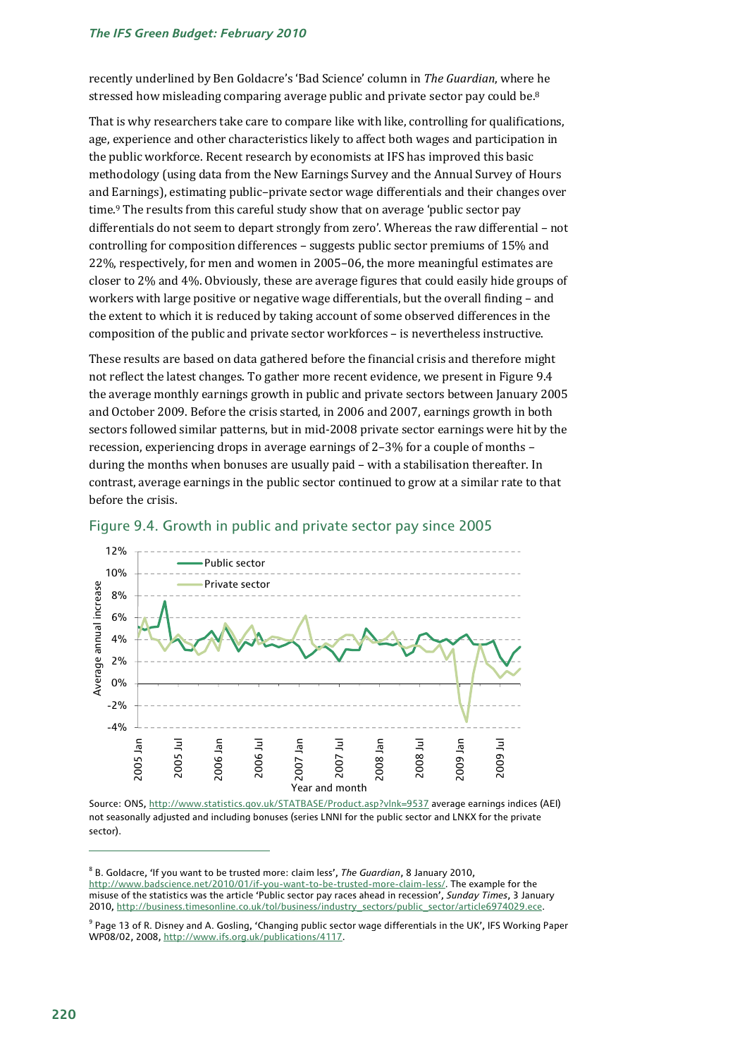recently underlined by Ben Goldacre's 'Bad Science' column in *The Guardian*, where he stressed how misleading comparing average public and private sector pay could be.[8]

That is why researchers take care to compare like with like, controlling for qualifications, age, experience and other characteristics likely to affect both wages and participation in the public workforce. Recent research by economists at IFS has improved this basic methodology (using data from the New Earnings Survey and the Annual Survey of Hours and Earnings), estimating public–private sector wage differentials and their changes over time.[9] The results from this careful study show that on average 'public sector pay differentials do not seem to depart strongly from zero'. Whereas the raw differential – not controlling for composition differences – suggests public sector premiums of 15% and 22%, respectively, for men and women in 2005–06, the more meaningful estimates are closer to 2% and 4%. Obviously, these are average figures that could easily hide groups of workers with large positive or negative wage differentials, but the overall finding – and the extent to which it is reduced by taking account of some observed differences in the composition of the public and private sector workforces – is nevertheless instructive.

These results are based on data gathered before the financial crisis and therefore might not reflect the latest changes. To gather more recent evidence, we present in Figure 9.4 the average monthly earnings growth in public and private sectors between January 2005 and October 2009. Before the crisis started, in 2006 and 2007, earnings growth in both sectors followed similar patterns, but in mid-2008 private sector earnings were hit by the recession, experiencing drops in average earnings of 2–3% for a couple of months – during the months when bonuses are usually paid – with a stabilisation thereafter. In contrast, average earnings in the public sector continued to grow at a similar rate to that before the crisis.

## Figure 9.4. Growth in public and private sector pay since 2005

Source: ONS, http://www.statistics.gov.uk/STATBASE/Product.asp?vlnk=9537 average earnings indices (AEI) not seasonally adjusted and including bonuses (series LNNI for the public sector and LNKX for the private sector).

---

[8] B. Goldacre, 'If you want to be trusted more: claim less', *The Guardian*, 8 January 2010, http://www.badscience.net/2010/01/if-you-want-to-be-trusted-more-claim-less/. The example for the misuse of the statistics was the article 'Public sector pay races ahead in recession', *Sunday Times*, 3 January 2010, http://business.timesonline.co.uk/tol/business/industry_sectors/public_sector/article6974029.ece.

[9] Page 13 of R. Disney and A. Gosling, 'Changing public sector wage differentials in the UK', IFS Working Paper WP08/02, 2008, http://www.ifs.org.uk/publications/4117.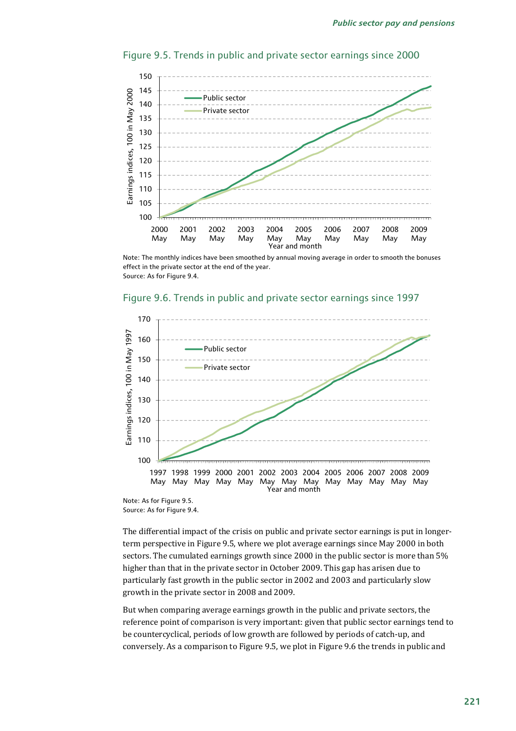Figure 9.5. Trends in public and private sector earnings since 2000

Note: The monthly indices have been smoothed by annual moving average in order to smooth the bonuses effect in the private sector at the end of the year.
Source: As for Figure 9.4.

Figure 9.6. Trends in public and private sector earnings since 1997

Note: As for Figure 9.5.
Source: As for Figure 9.4.

The differential impact of the crisis on public and private sector earnings is put in longer-term perspective in Figure 9.5, where we plot average earnings since May 2000 in both sectors. The cumulated earnings growth since 2000 in the public sector is more than 5% higher than that in the private sector in October 2009. This gap has arisen due to particularly fast growth in the public sector in 2002 and 2003 and particularly slow growth in the private sector in 2008 and 2009.

But when comparing average earnings growth in the public and private sectors, the reference point of comparison is very important: given that public sector earnings tend to be countercyclical, periods of low growth are followed by periods of catch-up, and conversely. As a comparison to Figure 9.5, we plot in Figure 9.6 the trends in public and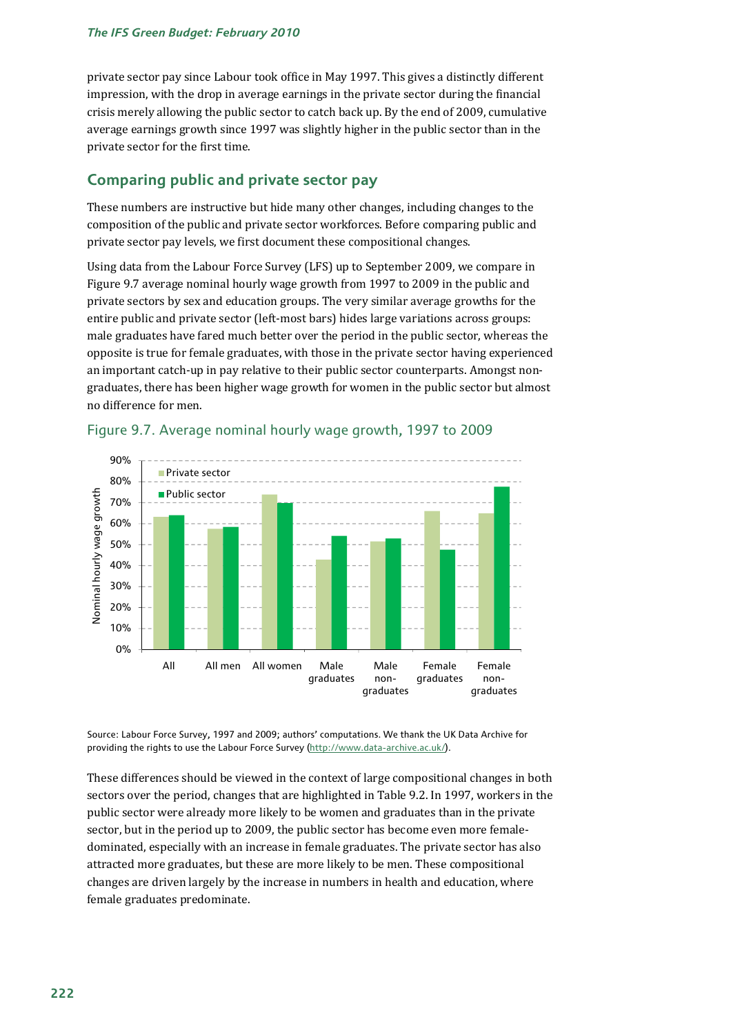private sector pay since Labour took office in May 1997. This gives a distinctly different impression, with the drop in average earnings in the private sector during the financial crisis merely allowing the public sector to catch back up. By the end of 2009, cumulative average earnings growth since 1997 was slightly higher in the public sector than in the private sector for the first time.

## Comparing public and private sector pay

These numbers are instructive but hide many other changes, including changes to the composition of the public and private sector workforces. Before comparing public and private sector pay levels, we first document these compositional changes.

Using data from the Labour Force Survey (LFS) up to September 2009, we compare in Figure 9.7 average nominal hourly wage growth from 1997 to 2009 in the public and private sectors by sex and education groups. The very similar average growths for the entire public and private sector (left-most bars) hides large variations across groups: male graduates have fared much better over the period in the public sector, whereas the opposite is true for female graduates, with those in the private sector having experienced an important catch-up in pay relative to their public sector counterparts. Amongst non-graduates, there has been higher wage growth for women in the public sector but almost no difference for men.

Figure 9.7. Average nominal hourly wage growth, 1997 to 2009

Source: Labour Force Survey, 1997 and 2009; authors' computations. We thank the UK Data Archive for providing the rights to use the Labour Force Survey (http://www.data-archive.ac.uk/).

These differences should be viewed in the context of large compositional changes in both sectors over the period, changes that are highlighted in Table 9.2. In 1997, workers in the public sector were already more likely to be women and graduates than in the private sector, but in the period up to 2009, the public sector has become even more female-dominated, especially with an increase in female graduates. The private sector has also attracted more graduates, but these are more likely to be men. These compositional changes are driven largely by the increase in numbers in health and education, where female graduates predominate.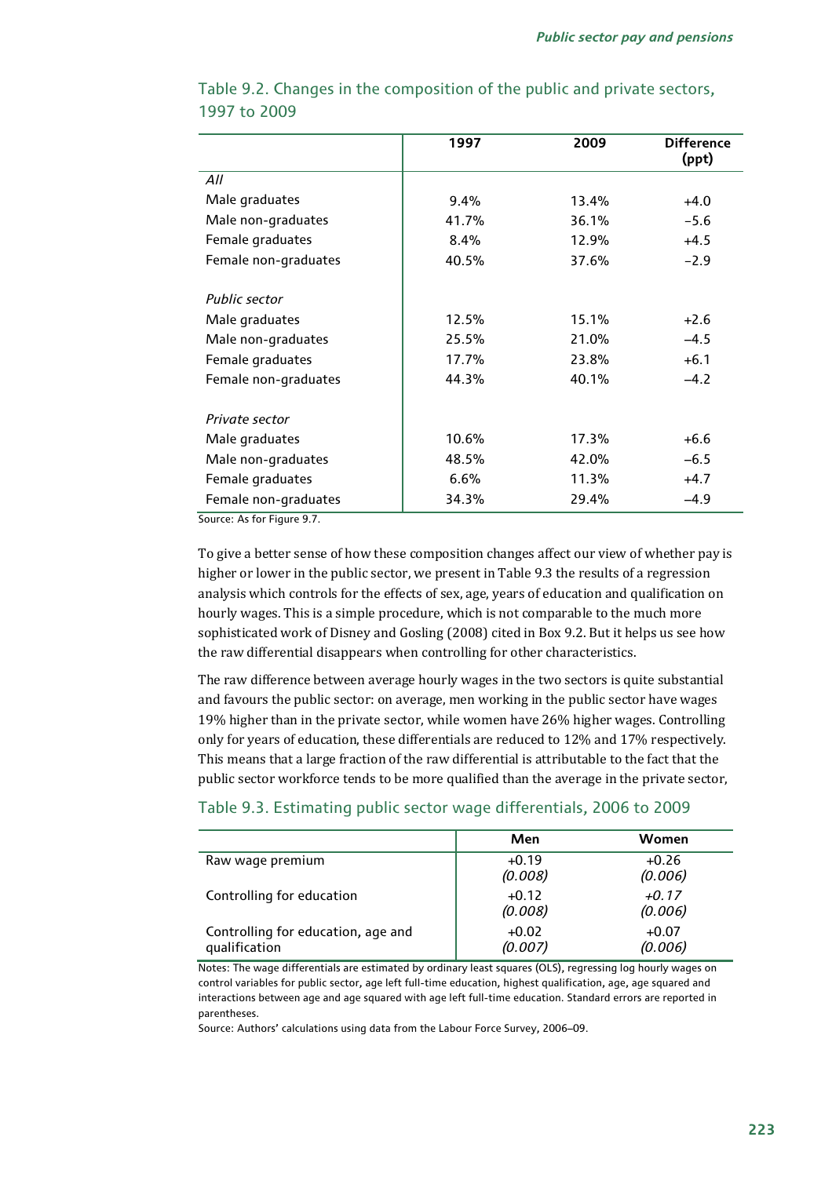Table 9.2. Changes in the composition of the public and private sectors, 1997 to 2009

| | 1997 | 2009 | Difference (ppt) |
|---|---|---|---|
| *All* | | | |
| Male graduates | 9.4% | 13.4% | +4.0 |
| Male non-graduates | 41.7% | 36.1% | −5.6 |
| Female graduates | 8.4% | 12.9% | +4.5 |
| Female non-graduates | 40.5% | 37.6% | −2.9 |
| | | | |
| *Public sector* | | | |
| Male graduates | 12.5% | 15.1% | +2.6 |
| Male non-graduates | 25.5% | 21.0% | −4.5 |
| Female graduates | 17.7% | 23.8% | +6.1 |
| Female non-graduates | 44.3% | 40.1% | −4.2 |
| | | | |
| *Private sector* | | | |
| Male graduates | 10.6% | 17.3% | +6.6 |
| Male non-graduates | 48.5% | 42.0% | −6.5 |
| Female graduates | 6.6% | 11.3% | +4.7 |
| Female non-graduates | 34.3% | 29.4% | −4.9 |

Source: As for Figure 9.7.

To give a better sense of how these composition changes affect our view of whether pay is higher or lower in the public sector, we present in Table 9.3 the results of a regression analysis which controls for the effects of sex, age, years of education and qualification on hourly wages. This is a simple procedure, which is not comparable to the much more sophisticated work of Disney and Gosling (2008) cited in Box 9.2. But it helps us see how the raw differential disappears when controlling for other characteristics.

The raw difference between average hourly wages in the two sectors is quite substantial and favours the public sector: on average, men working in the public sector have wages 19% higher than in the private sector, while women have 26% higher wages. Controlling only for years of education, these differentials are reduced to 12% and 17% respectively. This means that a large fraction of the raw differential is attributable to the fact that the public sector workforce tends to be more qualified than the average in the private sector,

Table 9.3. Estimating public sector wage differentials, 2006 to 2009

| | Men | Women |
|---|---|---|
| Raw wage premium | +0.19<br>*(0.008)* | +0.26<br>*(0.006)* |
| Controlling for education | +0.12<br>*(0.008)* | *+0.17*<br>*(0.006)* |
| Controlling for education, age and qualification | +0.02<br>*(0.007)* | +0.07<br>*(0.006)* |

Notes: The wage differentials are estimated by ordinary least squares (OLS), regressing log hourly wages on control variables for public sector, age left full-time education, highest qualification, age, age squared and interactions between age and age squared with age left full-time education. Standard errors are reported in parentheses.

Source: Authors' calculations using data from the Labour Force Survey, 2006–09.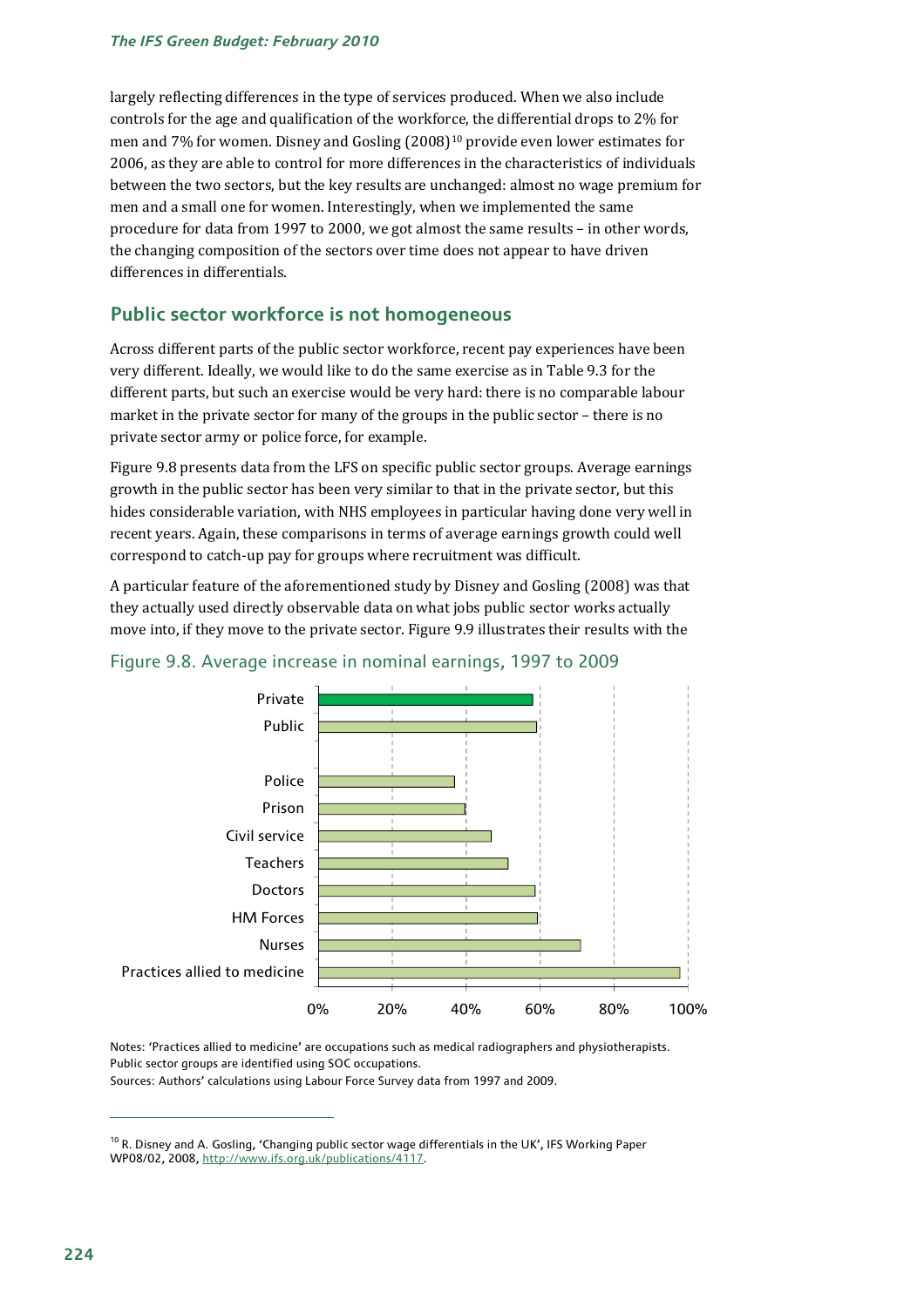largely reflecting differences in the type of services produced. When we also include controls for the age and qualification of the workforce, the differential drops to 2% for men and 7% for women. Disney and Gosling (2008)[10] provide even lower estimates for 2006, as they are able to control for more differences in the characteristics of individuals between the two sectors, but the key results are unchanged: almost no wage premium for men and a small one for women. Interestingly, when we implemented the same procedure for data from 1997 to 2000, we got almost the same results – in other words, the changing composition of the sectors over time does not appear to have driven differences in differentials.

## Public sector workforce is not homogeneous

Across different parts of the public sector workforce, recent pay experiences have been very different. Ideally, we would like to do the same exercise as in Table 9.3 for the different parts, but such an exercise would be very hard: there is no comparable labour market in the private sector for many of the groups in the public sector – there is no private sector army or police force, for example.

Figure 9.8 presents data from the LFS on specific public sector groups. Average earnings growth in the public sector has been very similar to that in the private sector, but this hides considerable variation, with NHS employees in particular having done very well in recent years. Again, these comparisons in terms of average earnings growth could well correspond to catch-up pay for groups where recruitment was difficult.

A particular feature of the aforementioned study by Disney and Gosling (2008) was that they actually used directly observable data on what jobs public sector works actually move into, if they move to the private sector. Figure 9.9 illustrates their results with the

Figure 9.8. Average increase in nominal earnings, 1997 to 2009

Notes: 'Practices allied to medicine' are occupations such as medical radiographers and physiotherapists. Public sector groups are identified using SOC occupations.
Sources: Authors' calculations using Labour Force Survey data from 1997 and 2009.

[10] R. Disney and A. Gosling, 'Changing public sector wage differentials in the UK', IFS Working Paper WP08/02, 2008, http://www.ifs.org.uk/publications/4117.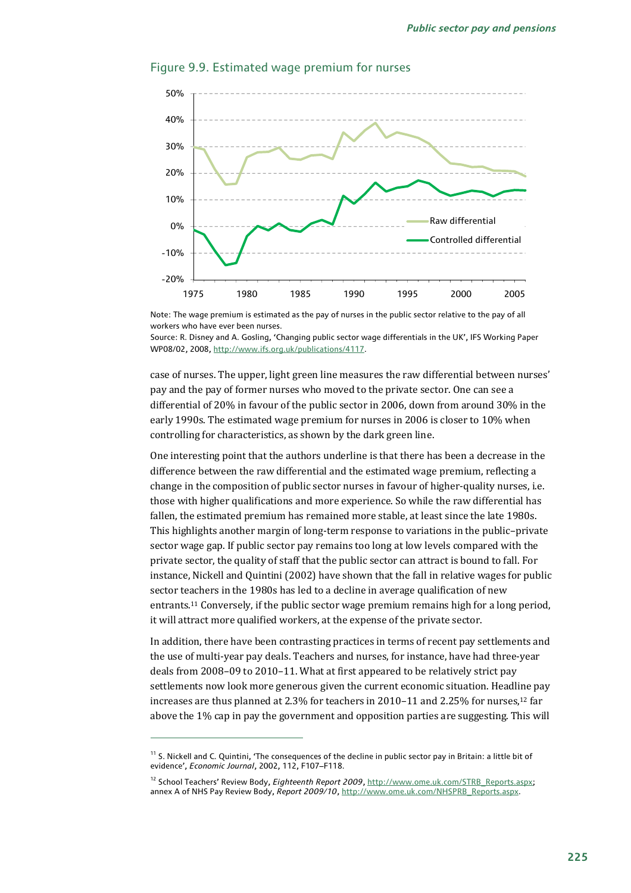Figure 9.9. Estimated wage premium for nurses

Note: The wage premium is estimated as the pay of nurses in the public sector relative to the pay of all workers who have ever been nurses.
Source: R. Disney and A. Gosling, 'Changing public sector wage differentials in the UK', IFS Working Paper WP08/02, 2008, http://www.ifs.org.uk/publications/4117.

case of nurses. The upper, light green line measures the raw differential between nurses' pay and the pay of former nurses who moved to the private sector. One can see a differential of 20% in favour of the public sector in 2006, down from around 30% in the early 1990s. The estimated wage premium for nurses in 2006 is closer to 10% when controlling for characteristics, as shown by the dark green line.

One interesting point that the authors underline is that there has been a decrease in the difference between the raw differential and the estimated wage premium, reflecting a change in the composition of public sector nurses in favour of higher-quality nurses, i.e. those with higher qualifications and more experience. So while the raw differential has fallen, the estimated premium has remained more stable, at least since the late 1980s. This highlights another margin of long-term response to variations in the public–private sector wage gap. If public sector pay remains too long at low levels compared with the private sector, the quality of staff that the public sector can attract is bound to fall. For instance, Nickell and Quintini (2002) have shown that the fall in relative wages for public sector teachers in the 1980s has led to a decline in average qualification of new entrants.[11] Conversely, if the public sector wage premium remains high for a long period, it will attract more qualified workers, at the expense of the private sector.

In addition, there have been contrasting practices in terms of recent pay settlements and the use of multi-year pay deals. Teachers and nurses, for instance, have had three-year deals from 2008–09 to 2010–11. What at first appeared to be relatively strict pay settlements now look more generous given the current economic situation. Headline pay increases are thus planned at 2.3% for teachers in 2010–11 and 2.25% for nurses,[12] far above the 1% cap in pay the government and opposition parties are suggesting. This will

---

[11] S. Nickell and C. Quintini, 'The consequences of the decline in public sector pay in Britain: a little bit of evidence', *Economic Journal*, 2002, 112, F107–F118.

[12] School Teachers' Review Body, *Eighteenth Report 2009*, http://www.ome.uk.com/STRB_Reports.aspx; annex A of NHS Pay Review Body, *Report 2009/10*, http://www.ome.uk.com/NHSPRB_Reports.aspx.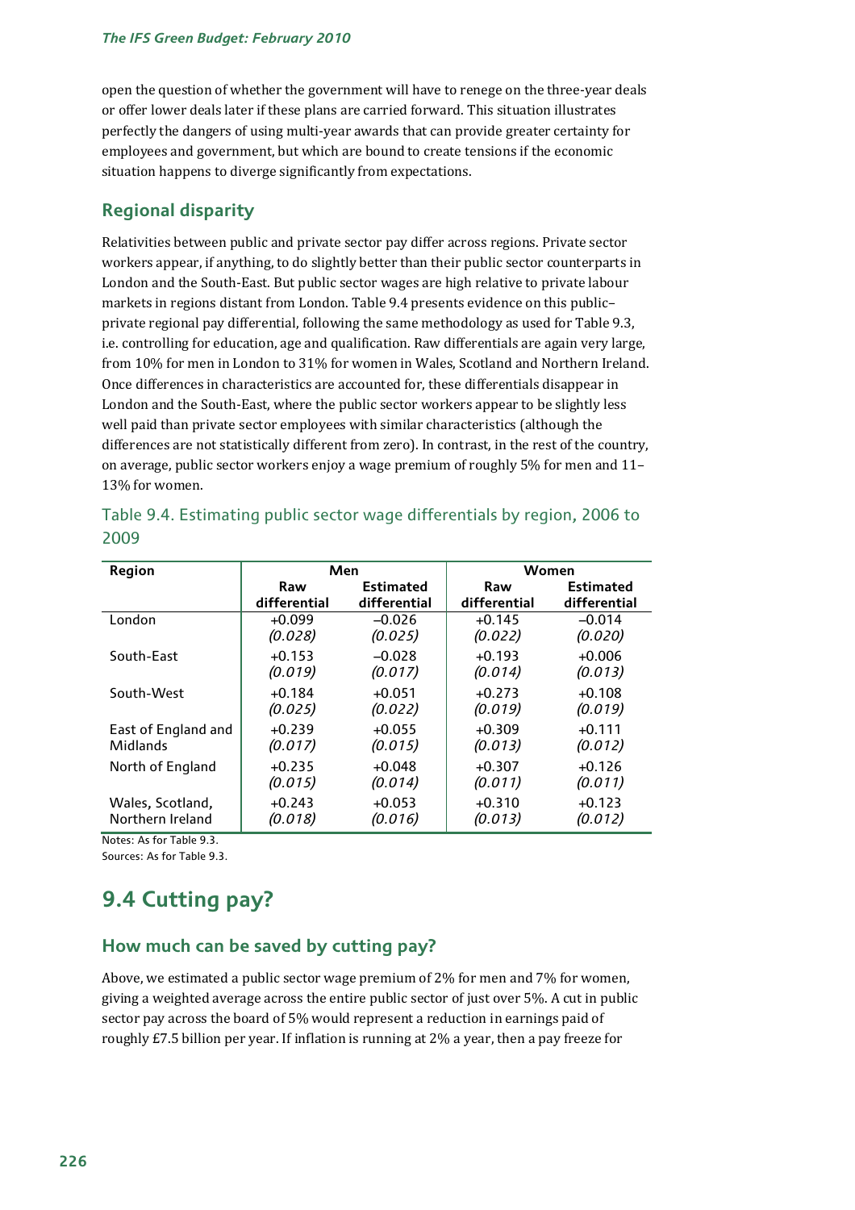open the question of whether the government will have to renege on the three-year deals or offer lower deals later if these plans are carried forward. This situation illustrates perfectly the dangers of using multi-year awards that can provide greater certainty for employees and government, but which are bound to create tensions if the economic situation happens to diverge significantly from expectations.

### Regional disparity

Relativities between public and private sector pay differ across regions. Private sector workers appear, if anything, to do slightly better than their public sector counterparts in London and the South-East. But public sector wages are high relative to private labour markets in regions distant from London. Table 9.4 presents evidence on this public–private regional pay differential, following the same methodology as used for Table 9.3, i.e. controlling for education, age and qualification. Raw differentials are again very large, from 10% for men in London to 31% for women in Wales, Scotland and Northern Ireland. Once differences in characteristics are accounted for, these differentials disappear in London and the South-East, where the public sector workers appear to be slightly less well paid than private sector employees with similar characteristics (although the differences are not statistically different from zero). In contrast, in the rest of the country, on average, public sector workers enjoy a wage premium of roughly 5% for men and 11–13% for women.

Table 9.4. Estimating public sector wage differentials by region, 2006 to 2009

| Region | Men | | Women | |
|---|---|---|---|---|
| | Raw differential | Estimated differential | Raw differential | Estimated differential |
| London | +0.099 *(0.028)* | –0.026 *(0.025)* | +0.145 *(0.022)* | –0.014 *(0.020)* |
| South-East | +0.153 *(0.019)* | –0.028 *(0.017)* | +0.193 *(0.014)* | +0.006 *(0.013)* |
| South-West | +0.184 *(0.025)* | +0.051 *(0.022)* | +0.273 *(0.019)* | +0.108 *(0.019)* |
| East of England and Midlands | +0.239 *(0.017)* | +0.055 *(0.015)* | +0.309 *(0.013)* | +0.111 *(0.012)* |
| North of England | +0.235 *(0.015)* | +0.048 *(0.014)* | +0.307 *(0.011)* | +0.126 *(0.011)* |
| Wales, Scotland, Northern Ireland | +0.243 *(0.018)* | +0.053 *(0.016)* | +0.310 *(0.013)* | +0.123 *(0.012)* |

Notes: As for Table 9.3.
Sources: As for Table 9.3.

## 9.4 Cutting pay?

### How much can be saved by cutting pay?

Above, we estimated a public sector wage premium of 2% for men and 7% for women, giving a weighted average across the entire public sector of just over 5%. A cut in public sector pay across the board of 5% would represent a reduction in earnings paid of roughly £7.5 billion per year. If inflation is running at 2% a year, then a pay freeze for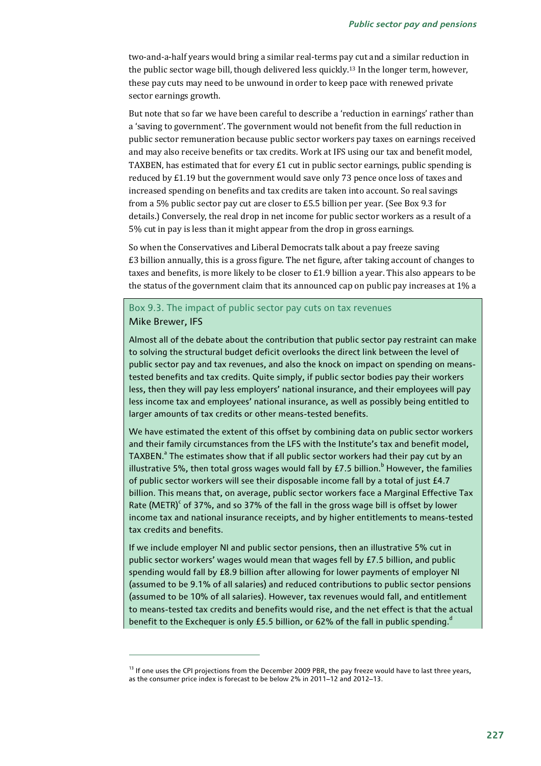two-and-a-half years would bring a similar real-terms pay cut and a similar reduction in the public sector wage bill, though delivered less quickly.[13] In the longer term, however, these pay cuts may need to be unwound in order to keep pace with renewed private sector earnings growth.

But note that so far we have been careful to describe a 'reduction in earnings' rather than a 'saving to government'. The government would not benefit from the full reduction in public sector remuneration because public sector workers pay taxes on earnings received and may also receive benefits or tax credits. Work at IFS using our tax and benefit model, TAXBEN, has estimated that for every £1 cut in public sector earnings, public spending is reduced by £1.19 but the government would save only 73 pence once loss of taxes and increased spending on benefits and tax credits are taken into account. So real savings from a 5% public sector pay cut are closer to £5.5 billion per year. (See Box 9.3 for details.) Conversely, the real drop in net income for public sector workers as a result of a 5% cut in pay is less than it might appear from the drop in gross earnings.

So when the Conservatives and Liberal Democrats talk about a pay freeze saving £3 billion annually, this is a gross figure. The net figure, after taking account of changes to taxes and benefits, is more likely to be closer to £1.9 billion a year. This also appears to be the status of the government claim that its announced cap on public pay increases at 1% a

### Box 9.3. The impact of public sector pay cuts on tax revenues

Mike Brewer, IFS

Almost all of the debate about the contribution that public sector pay restraint can make to solving the structural budget deficit overlooks the direct link between the level of public sector pay and tax revenues, and also the knock on impact on spending on means-tested benefits and tax credits. Quite simply, if public sector bodies pay their workers less, then they will pay less employers' national insurance, and their employees will pay less income tax and employees' national insurance, as well as possibly being entitled to larger amounts of tax credits or other means-tested benefits.

We have estimated the extent of this offset by combining data on public sector workers and their family circumstances from the LFS with the Institute's tax and benefit model, TAXBEN.[a] The estimates show that if all public sector workers had their pay cut by an illustrative 5%, then total gross wages would fall by £7.5 billion.[b] However, the families of public sector workers will see their disposable income fall by a total of just £4.7 billion. This means that, on average, public sector workers face a Marginal Effective Tax Rate (METR)[c] of 37%, and so 37% of the fall in the gross wage bill is offset by lower income tax and national insurance receipts, and by higher entitlements to means-tested tax credits and benefits.

If we include employer NI and public sector pensions, then an illustrative 5% cut in public sector workers' wages would mean that wages fell by £7.5 billion, and public spending would fall by £8.9 billion after allowing for lower payments of employer NI (assumed to be 9.1% of all salaries) and reduced contributions to public sector pensions (assumed to be 10% of all salaries). However, tax revenues would fall, and entitlement to means-tested tax credits and benefits would rise, and the net effect is that the actual benefit to the Exchequer is only £5.5 billion, or 62% of the fall in public spending.[d]

---

[13] If one uses the CPI projections from the December 2009 PBR, the pay freeze would have to last three years, as the consumer price index is forecast to be below 2% in 2011–12 and 2012–13.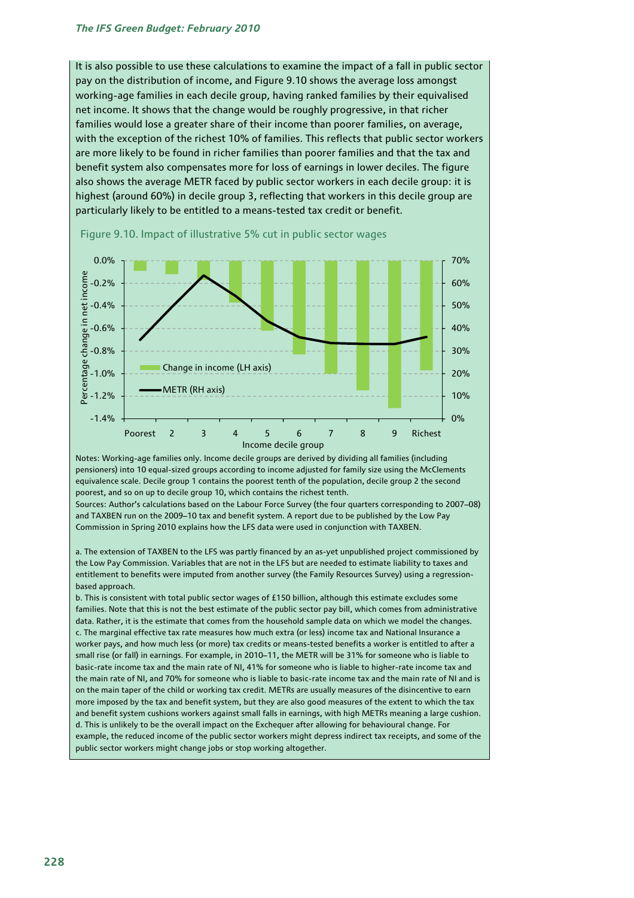It is also possible to use these calculations to examine the impact of a fall in public sector pay on the distribution of income, and Figure 9.10 shows the average loss amongst working-age families in each decile group, having ranked families by their equivalised net income. It shows that the change would be roughly progressive, in that richer families would lose a greater share of their income than poorer families, on average, with the exception of the richest 10% of families. This reflects that public sector workers are more likely to be found in richer families than poorer families and that the tax and benefit system also compensates more for loss of earnings in lower deciles. The figure also shows the average METR faced by public sector workers in each decile group: it is highest (around 60%) in decile group 3, reflecting that workers in this decile group are particularly likely to be entitled to a means-tested tax credit or benefit.

Figure 9.10. Impact of illustrative 5% cut in public sector wages

Notes: Working-age families only. Income decile groups are derived by dividing all families (including pensioners) into 10 equal-sized groups according to income adjusted for family size using the McClements equivalence scale. Decile group 1 contains the poorest tenth of the population, decile group 2 the second poorest, and so on up to decile group 10, which contains the richest tenth.

Sources: Author's calculations based on the Labour Force Survey (the four quarters corresponding to 2007–08) and TAXBEN run on the 2009–10 tax and benefit system. A report due to be published by the Low Pay Commission in Spring 2010 explains how the LFS data were used in conjunction with TAXBEN.

a. The extension of TAXBEN to the LFS was partly financed by an as-yet unpublished project commissioned by the Low Pay Commission. Variables that are not in the LFS but are needed to estimate liability to taxes and entitlement to benefits were imputed from another survey (the Family Resources Survey) using a regression-based approach.

b. This is consistent with total public sector wages of £150 billion, although this estimate excludes some families. Note that this is not the best estimate of the public sector pay bill, which comes from administrative data. Rather, it is the estimate that comes from the household sample data on which we model the changes.

c. The marginal effective tax rate measures how much extra (or less) income tax and National Insurance a worker pays, and how much less (or more) tax credits or means-tested benefits a worker is entitled to after a small rise (or fall) in earnings. For example, in 2010–11, the METR will be 31% for someone who is liable to basic-rate income tax and the main rate of NI, 41% for someone who is liable to higher-rate income tax and the main rate of NI, and 70% for someone who is liable to basic-rate income tax and the main rate of NI and is on the main taper of the child or working tax credit. METRs are usually measures of the disincentive to earn more imposed by the tax and benefit system, but they are also good measures of the extent to which the tax and benefit system cushions workers against small falls in earnings, with high METRs meaning a large cushion.

d. This is unlikely to be the overall impact on the Exchequer after allowing for behavioural change. For example, the reduced income of the public sector workers might depress indirect tax receipts, and some of the public sector workers might change jobs or stop working altogether.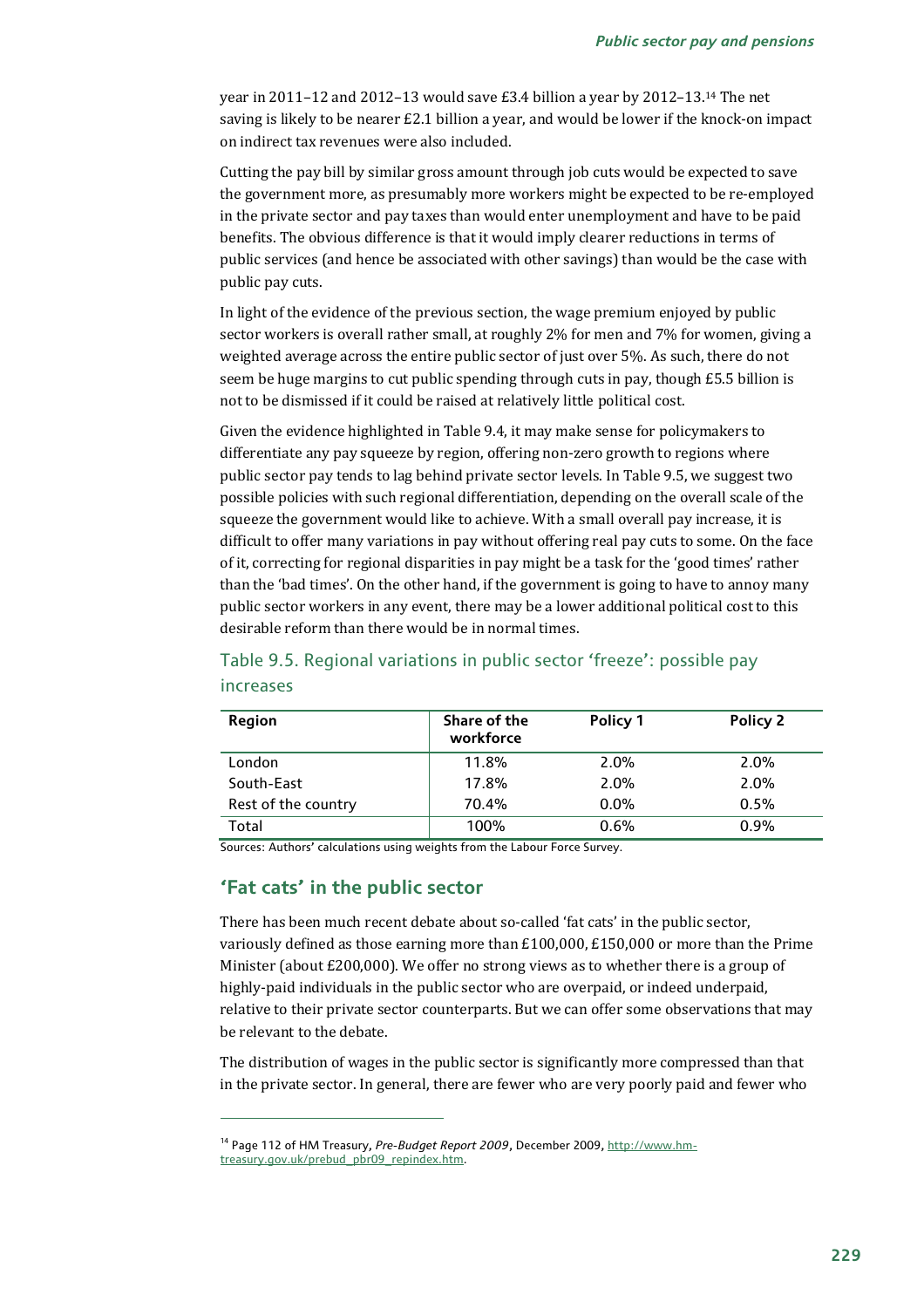year in 2011–12 and 2012–13 would save £3.4 billion a year by 2012–13.[14] The net saving is likely to be nearer £2.1 billion a year, and would be lower if the knock-on impact on indirect tax revenues were also included.

Cutting the pay bill by similar gross amount through job cuts would be expected to save the government more, as presumably more workers might be expected to be re-employed in the private sector and pay taxes than would enter unemployment and have to be paid benefits. The obvious difference is that it would imply clearer reductions in terms of public services (and hence be associated with other savings) than would be the case with public pay cuts.

In light of the evidence of the previous section, the wage premium enjoyed by public sector workers is overall rather small, at roughly 2% for men and 7% for women, giving a weighted average across the entire public sector of just over 5%. As such, there do not seem be huge margins to cut public spending through cuts in pay, though £5.5 billion is not to be dismissed if it could be raised at relatively little political cost.

Given the evidence highlighted in Table 9.4, it may make sense for policymakers to differentiate any pay squeeze by region, offering non-zero growth to regions where public sector pay tends to lag behind private sector levels. In Table 9.5, we suggest two possible policies with such regional differentiation, depending on the overall scale of the squeeze the government would like to achieve. With a small overall pay increase, it is difficult to offer many variations in pay without offering real pay cuts to some. On the face of it, correcting for regional disparities in pay might be a task for the 'good times' rather than the 'bad times'. On the other hand, if the government is going to have to annoy many public sector workers in any event, there may be a lower additional political cost to this desirable reform than there would be in normal times.

## Table 9.5. Regional variations in public sector 'freeze': possible pay increases

| Region | Share of the workforce | Policy 1 | Policy 2 |
|---|---|---|---|
| London | 11.8% | 2.0% | 2.0% |
| South-East | 17.8% | 2.0% | 2.0% |
| Rest of the country | 70.4% | 0.0% | 0.5% |
| Total | 100% | 0.6% | 0.9% |

Sources: Authors' calculations using weights from the Labour Force Survey.

## 'Fat cats' in the public sector

There has been much recent debate about so-called 'fat cats' in the public sector, variously defined as those earning more than £100,000, £150,000 or more than the Prime Minister (about £200,000). We offer no strong views as to whether there is a group of highly-paid individuals in the public sector who are overpaid, or indeed underpaid, relative to their private sector counterparts. But we can offer some observations that may be relevant to the debate.

The distribution of wages in the public sector is significantly more compressed than that in the private sector. In general, there are fewer who are very poorly paid and fewer who

---

[14] Page 112 of HM Treasury, *Pre-Budget Report 2009*, December 2009, http://www.hm-treasury.gov.uk/prebud_pbr09_repindex.htm.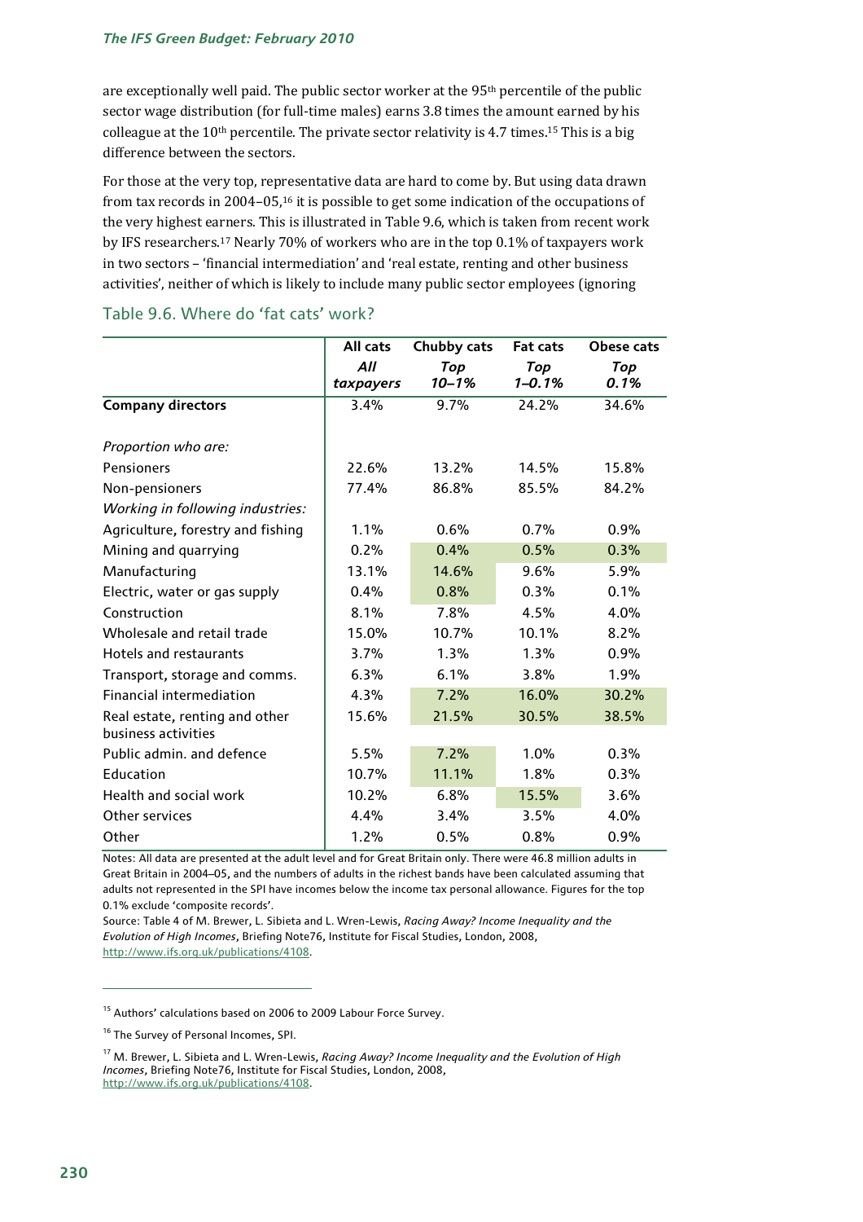are exceptionally well paid. The public sector worker at the 95th percentile of the public sector wage distribution (for full-time males) earns 3.8 times the amount earned by his colleague at the 10th percentile. The private sector relativity is 4.7 times.[15] This is a big difference between the sectors.

For those at the very top, representative data are hard to come by. But using data drawn from tax records in 2004–05,[16] it is possible to get some indication of the occupations of the very highest earners. This is illustrated in Table 9.6, which is taken from recent work by IFS researchers.[17] Nearly 70% of workers who are in the top 0.1% of taxpayers work in two sectors – 'financial intermediation' and 'real estate, renting and other business activities', neither of which is likely to include many public sector employees (ignoring

### Table 9.6. Where do 'fat cats' work?

| | All cats | Chubby cats | Fat cats | Obese cats |
|---|---|---|---|---|
| | *All taxpayers* | *Top 10–1%* | *Top 1–0.1%* | *Top 0.1%* |
| **Company directors** | 3.4% | 9.7% | 24.2% | 34.6% |
| | | | | |
| *Proportion who are:* | | | | |
| Pensioners | 22.6% | 13.2% | 14.5% | 15.8% |
| Non-pensioners | 77.4% | 86.8% | 85.5% | 84.2% |
| *Working in following industries:* | | | | |
| Agriculture, forestry and fishing | 1.1% | 0.6% | 0.7% | 0.9% |
| Mining and quarrying | 0.2% | 0.4% | 0.5% | 0.3% |
| Manufacturing | 13.1% | 14.6% | 9.6% | 5.9% |
| Electric, water or gas supply | 0.4% | 0.8% | 0.3% | 0.1% |
| Construction | 8.1% | 7.8% | 4.5% | 4.0% |
| Wholesale and retail trade | 15.0% | 10.7% | 10.1% | 8.2% |
| Hotels and restaurants | 3.7% | 1.3% | 1.3% | 0.9% |
| Transport, storage and comms. | 6.3% | 6.1% | 3.8% | 1.9% |
| Financial intermediation | 4.3% | 7.2% | 16.0% | 30.2% |
| Real estate, renting and other business activities | 15.6% | 21.5% | 30.5% | 38.5% |
| Public admin. and defence | 5.5% | 7.2% | 1.0% | 0.3% |
| Education | 10.7% | 11.1% | 1.8% | 0.3% |
| Health and social work | 10.2% | 6.8% | 15.5% | 3.6% |
| Other services | 4.4% | 3.4% | 3.5% | 4.0% |
| Other | 1.2% | 0.5% | 0.8% | 0.9% |

Notes: All data are presented at the adult level and for Great Britain only. There were 46.8 million adults in Great Britain in 2004–05, and the numbers of adults in the richest bands have been calculated assuming that adults not represented in the SPI have incomes below the income tax personal allowance. Figures for the top 0.1% exclude 'composite records'.

Source: Table 4 of M. Brewer, L. Sibieta and L. Wren-Lewis, *Racing Away? Income Inequality and the Evolution of High Incomes*, Briefing Note76, Institute for Fiscal Studies, London, 2008, http://www.ifs.org.uk/publications/4108.

---

[15] Authors' calculations based on 2006 to 2009 Labour Force Survey.

[16] The Survey of Personal Incomes, SPI.

[17] M. Brewer, L. Sibieta and L. Wren-Lewis, *Racing Away? Income Inequality and the Evolution of High Incomes*, Briefing Note76, Institute for Fiscal Studies, London, 2008, http://www.ifs.org.uk/publications/4108.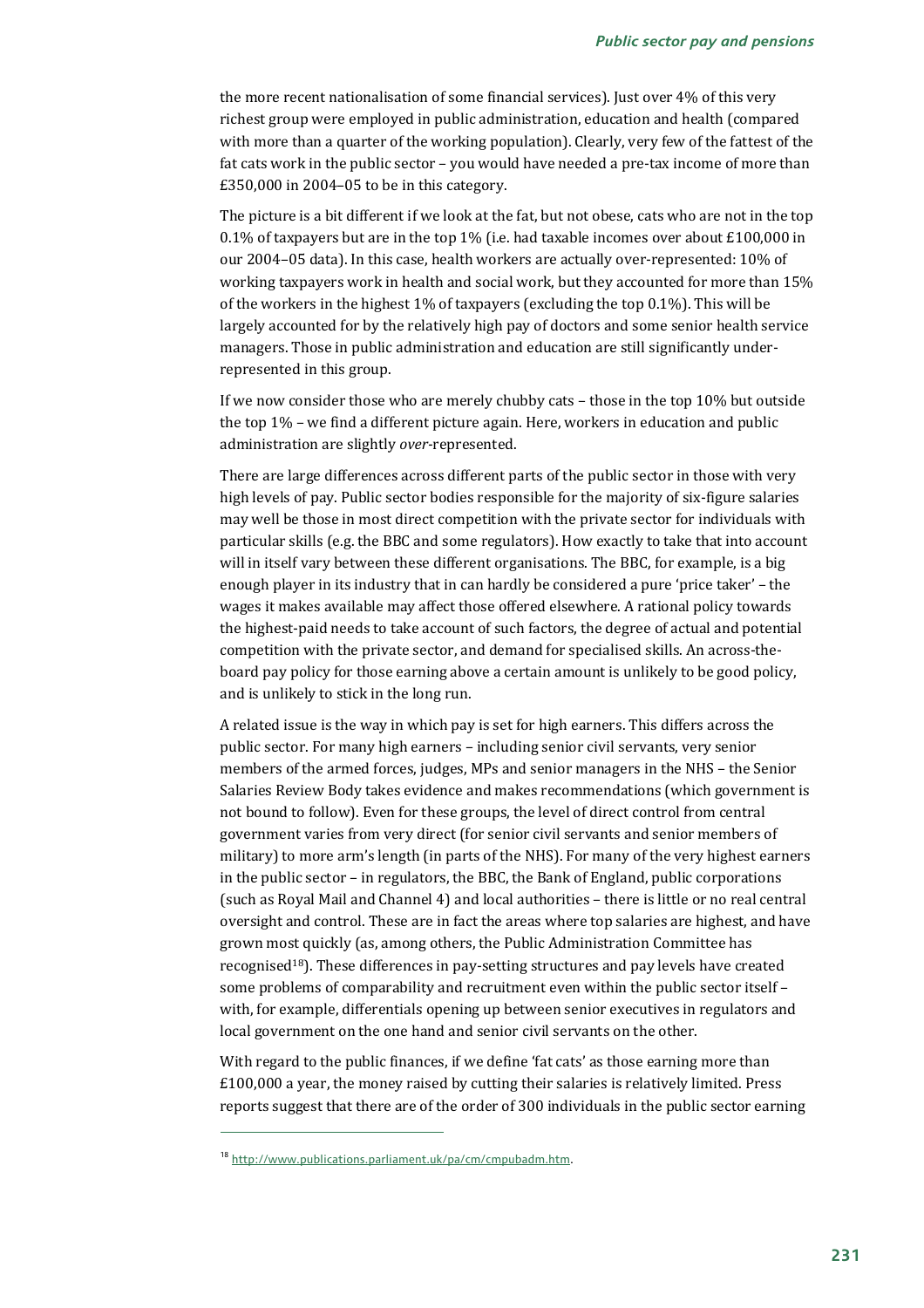the more recent nationalisation of some financial services). Just over 4% of this very richest group were employed in public administration, education and health (compared with more than a quarter of the working population). Clearly, very few of the fattest of the fat cats work in the public sector – you would have needed a pre-tax income of more than £350,000 in 2004–05 to be in this category.

The picture is a bit different if we look at the fat, but not obese, cats who are not in the top 0.1% of taxpayers but are in the top 1% (i.e. had taxable incomes over about £100,000 in our 2004–05 data). In this case, health workers are actually over-represented: 10% of working taxpayers work in health and social work, but they accounted for more than 15% of the workers in the highest 1% of taxpayers (excluding the top 0.1%). This will be largely accounted for by the relatively high pay of doctors and some senior health service managers. Those in public administration and education are still significantly under-represented in this group.

If we now consider those who are merely chubby cats – those in the top 10% but outside the top 1% – we find a different picture again. Here, workers in education and public administration are slightly *over*-represented.

There are large differences across different parts of the public sector in those with very high levels of pay. Public sector bodies responsible for the majority of six-figure salaries may well be those in most direct competition with the private sector for individuals with particular skills (e.g. the BBC and some regulators). How exactly to take that into account will in itself vary between these different organisations. The BBC, for example, is a big enough player in its industry that in can hardly be considered a pure 'price taker' – the wages it makes available may affect those offered elsewhere. A rational policy towards the highest-paid needs to take account of such factors, the degree of actual and potential competition with the private sector, and demand for specialised skills. An across-the-board pay policy for those earning above a certain amount is unlikely to be good policy, and is unlikely to stick in the long run.

A related issue is the way in which pay is set for high earners. This differs across the public sector. For many high earners – including senior civil servants, very senior members of the armed forces, judges, MPs and senior managers in the NHS – the Senior Salaries Review Body takes evidence and makes recommendations (which government is not bound to follow). Even for these groups, the level of direct control from central government varies from very direct (for senior civil servants and senior members of military) to more arm's length (in parts of the NHS). For many of the very highest earners in the public sector – in regulators, the BBC, the Bank of England, public corporations (such as Royal Mail and Channel 4) and local authorities – there is little or no real central oversight and control. These are in fact the areas where top salaries are highest, and have grown most quickly (as, among others, the Public Administration Committee has recognised[18]). These differences in pay-setting structures and pay levels have created some problems of comparability and recruitment even within the public sector itself – with, for example, differentials opening up between senior executives in regulators and local government on the one hand and senior civil servants on the other.

With regard to the public finances, if we define 'fat cats' as those earning more than £100,000 a year, the money raised by cutting their salaries is relatively limited. Press reports suggest that there are of the order of 300 individuals in the public sector earning

---

[18] http://www.publications.parliament.uk/pa/cm/cmpubadm.htm.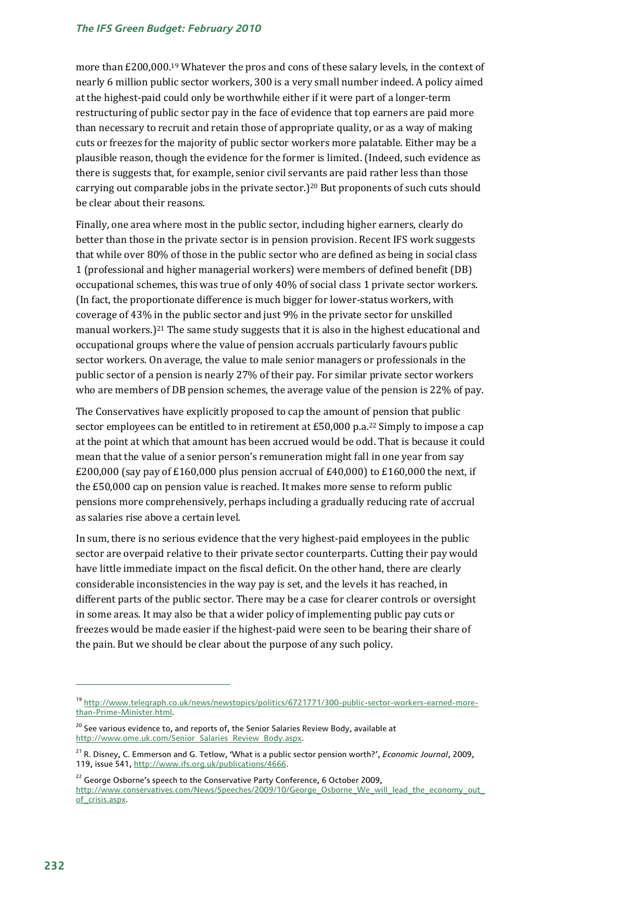more than £200,000.[19] Whatever the pros and cons of these salary levels, in the context of nearly 6 million public sector workers, 300 is a very small number indeed. A policy aimed at the highest-paid could only be worthwhile either if it were part of a longer-term restructuring of public sector pay in the face of evidence that top earners are paid more than necessary to recruit and retain those of appropriate quality, or as a way of making cuts or freezes for the majority of public sector workers more palatable. Either may be a plausible reason, though the evidence for the former is limited. (Indeed, such evidence as there is suggests that, for example, senior civil servants are paid rather less than those carrying out comparable jobs in the private sector.)[20] But proponents of such cuts should be clear about their reasons.

Finally, one area where most in the public sector, including higher earners, clearly do better than those in the private sector is in pension provision. Recent IFS work suggests that while over 80% of those in the public sector who are defined as being in social class 1 (professional and higher managerial workers) were members of defined benefit (DB) occupational schemes, this was true of only 40% of social class 1 private sector workers. (In fact, the proportionate difference is much bigger for lower-status workers, with coverage of 43% in the public sector and just 9% in the private sector for unskilled manual workers.)[21] The same study suggests that it is also in the highest educational and occupational groups where the value of pension accruals particularly favours public sector workers. On average, the value to male senior managers or professionals in the public sector of a pension is nearly 27% of their pay. For similar private sector workers who are members of DB pension schemes, the average value of the pension is 22% of pay.

The Conservatives have explicitly proposed to cap the amount of pension that public sector employees can be entitled to in retirement at £50,000 p.a.[22] Simply to impose a cap at the point at which that amount has been accrued would be odd. That is because it could mean that the value of a senior person's remuneration might fall in one year from say £200,000 (say pay of £160,000 plus pension accrual of £40,000) to £160,000 the next, if the £50,000 cap on pension value is reached. It makes more sense to reform public pensions more comprehensively, perhaps including a gradually reducing rate of accrual as salaries rise above a certain level.

In sum, there is no serious evidence that the very highest-paid employees in the public sector are overpaid relative to their private sector counterparts. Cutting their pay would have little immediate impact on the fiscal deficit. On the other hand, there are clearly considerable inconsistencies in the way pay is set, and the levels it has reached, in different parts of the public sector. There may be a case for clearer controls or oversight in some areas. It may also be that a wider policy of implementing public pay cuts or freezes would be made easier if the highest-paid were seen to be bearing their share of the pain. But we should be clear about the purpose of any such policy.

---

[19] http://www.telegraph.co.uk/news/newstopics/politics/6721771/300-public-sector-workers-earned-more-than-Prime-Minister.html.

[20] See various evidence to, and reports of, the Senior Salaries Review Body, available at http://www.ome.uk.com/Senior_Salaries_Review_Body.aspx.

[21] R. Disney, C. Emmerson and G. Tetlow, 'What is a public sector pension worth?', *Economic Journal*, 2009, 119, issue 541, http://www.ifs.org.uk/publications/4666.

[22] George Osborne's speech to the Conservative Party Conference, 6 October 2009, http://www.conservatives.com/News/Speeches/2009/10/George_Osborne_We_will_lead_the_economy_out_of_crisis.aspx.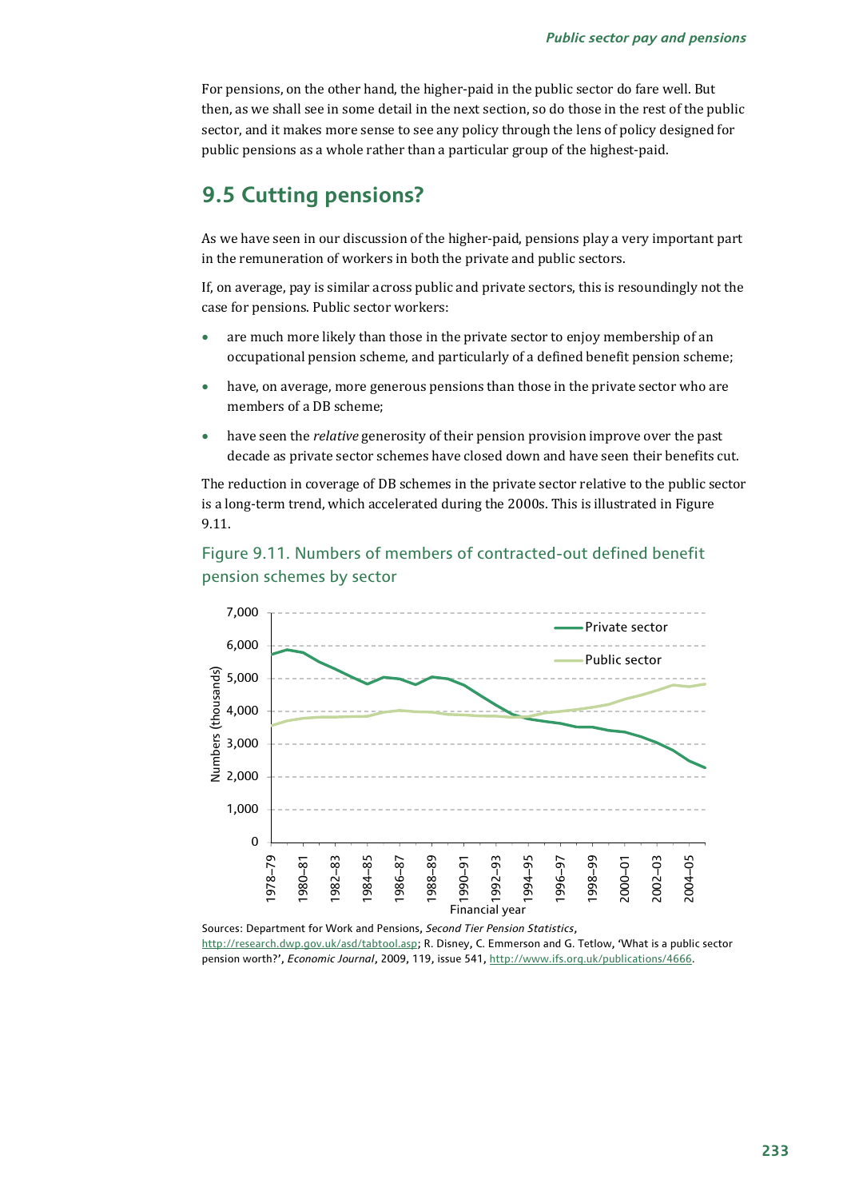For pensions, on the other hand, the higher-paid in the public sector do fare well. But then, as we shall see in some detail in the next section, so do those in the rest of the public sector, and it makes more sense to see any policy through the lens of policy designed for public pensions as a whole rather than a particular group of the highest-paid.

## 9.5 Cutting pensions?

As we have seen in our discussion of the higher-paid, pensions play a very important part in the remuneration of workers in both the private and public sectors.

If, on average, pay is similar across public and private sectors, this is resoundingly not the case for pensions. Public sector workers:

- are much more likely than those in the private sector to enjoy membership of an occupational pension scheme, and particularly of a defined benefit pension scheme;
- have, on average, more generous pensions than those in the private sector who are members of a DB scheme;
- have seen the *relative* generosity of their pension provision improve over the past decade as private sector schemes have closed down and have seen their benefits cut.

The reduction in coverage of DB schemes in the private sector relative to the public sector is a long-term trend, which accelerated during the 2000s. This is illustrated in Figure 9.11.

### Figure 9.11. Numbers of members of contracted-out defined benefit pension schemes by sector

Sources: Department for Work and Pensions, *Second Tier Pension Statistics*, http://research.dwp.gov.uk/asd/tabtool.asp; R. Disney, C. Emmerson and G. Tetlow, 'What is a public sector pension worth?', *Economic Journal*, 2009, 119, issue 541, http://www.ifs.org.uk/publications/4666.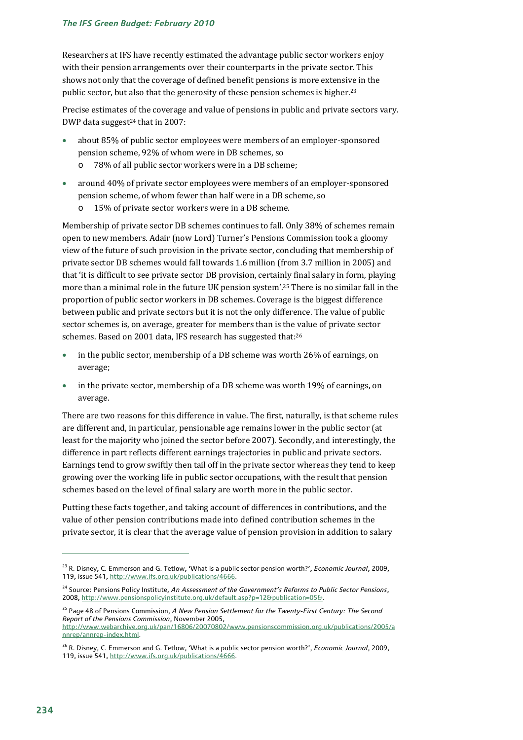Researchers at IFS have recently estimated the advantage public sector workers enjoy with their pension arrangements over their counterparts in the private sector. This shows not only that the coverage of defined benefit pensions is more extensive in the public sector, but also that the generosity of these pension schemes is higher.[23]

Precise estimates of the coverage and value of pensions in public and private sectors vary. DWP data suggest[24] that in 2007:

- about 85% of public sector employees were members of an employer-sponsored pension scheme, 92% of whom were in DB schemes, so
  - 78% of all public sector workers were in a DB scheme;
- around 40% of private sector employees were members of an employer-sponsored pension scheme, of whom fewer than half were in a DB scheme, so
  - 15% of private sector workers were in a DB scheme.

Membership of private sector DB schemes continues to fall. Only 38% of schemes remain open to new members. Adair (now Lord) Turner's Pensions Commission took a gloomy view of the future of such provision in the private sector, concluding that membership of private sector DB schemes would fall towards 1.6 million (from 3.7 million in 2005) and that 'it is difficult to see private sector DB provision, certainly final salary in form, playing more than a minimal role in the future UK pension system'.[25] There is no similar fall in the proportion of public sector workers in DB schemes. Coverage is the biggest difference between public and private sectors but it is not the only difference. The value of public sector schemes is, on average, greater for members than is the value of private sector schemes. Based on 2001 data, IFS research has suggested that:[26]

- in the public sector, membership of a DB scheme was worth 26% of earnings, on average;
- in the private sector, membership of a DB scheme was worth 19% of earnings, on average.

There are two reasons for this difference in value. The first, naturally, is that scheme rules are different and, in particular, pensionable age remains lower in the public sector (at least for the majority who joined the sector before 2007). Secondly, and interestingly, the difference in part reflects different earnings trajectories in public and private sectors. Earnings tend to grow swiftly then tail off in the private sector whereas they tend to keep growing over the working life in public sector occupations, with the result that pension schemes based on the level of final salary are worth more in the public sector.

Putting these facts together, and taking account of differences in contributions, and the value of other pension contributions made into defined contribution schemes in the private sector, it is clear that the average value of pension provision in addition to salary

---

[23] R. Disney, C. Emmerson and G. Tetlow, 'What is a public sector pension worth?', *Economic Journal*, 2009, 119, issue 541, http://www.ifs.org.uk/publications/4666.

[24] Source: Pensions Policy Institute, *An Assessment of the Government's Reforms to Public Sector Pensions*, 2008, http://www.pensionspolicyinstitute.org.uk/default.asp?p=12&publication=05&.

[25] Page 48 of Pensions Commission, *A New Pension Settlement for the Twenty-First Century: The Second Report of the Pensions Commission*, November 2005, http://www.webarchive.org.uk/pan/16806/20070802/www.pensionscommission.org.uk/publications/2005/annrep/annrep-index.html.

[26] R. Disney, C. Emmerson and G. Tetlow, 'What is a public sector pension worth?', *Economic Journal*, 2009, 119, issue 541, http://www.ifs.org.uk/publications/4666.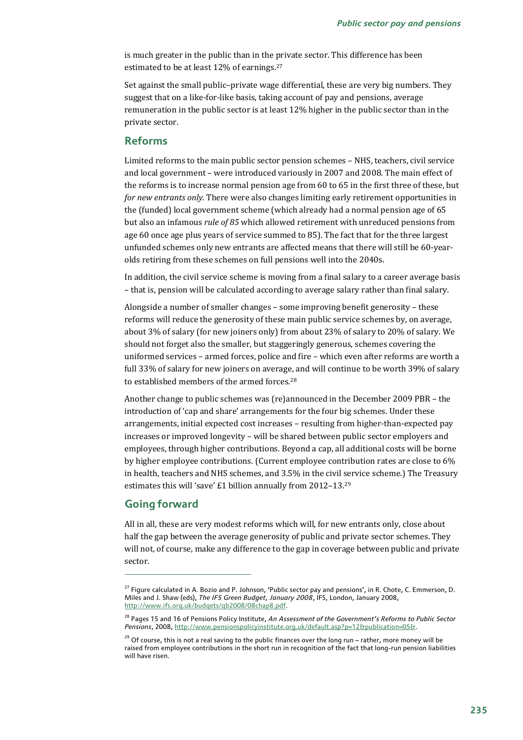is much greater in the public than in the private sector. This difference has been estimated to be at least 12% of earnings.[27]

Set against the small public–private wage differential, these are very big numbers. They suggest that on a like-for-like basis, taking account of pay and pensions, average remuneration in the public sector is at least 12% higher in the public sector than in the private sector.

## Reforms

Limited reforms to the main public sector pension schemes – NHS, teachers, civil service and local government – were introduced variously in 2007 and 2008. The main effect of the reforms is to increase normal pension age from 60 to 65 in the first three of these, but *for new entrants only*. There were also changes limiting early retirement opportunities in the (funded) local government scheme (which already had a normal pension age of 65 but also an infamous *rule of 85* which allowed retirement with unreduced pensions from age 60 once age plus years of service summed to 85). The fact that for the three largest unfunded schemes only new entrants are affected means that there will still be 60-year-olds retiring from these schemes on full pensions well into the 2040s.

In addition, the civil service scheme is moving from a final salary to a career average basis – that is, pension will be calculated according to average salary rather than final salary.

Alongside a number of smaller changes – some improving benefit generosity – these reforms will reduce the generosity of these main public service schemes by, on average, about 3% of salary (for new joiners only) from about 23% of salary to 20% of salary. We should not forget also the smaller, but staggeringly generous, schemes covering the uniformed services – armed forces, police and fire – which even after reforms are worth a full 33% of salary for new joiners on average, and will continue to be worth 39% of salary to established members of the armed forces.[28]

Another change to public schemes was (re)announced in the December 2009 PBR – the introduction of 'cap and share' arrangements for the four big schemes. Under these arrangements, initial expected cost increases – resulting from higher-than-expected pay increases or improved longevity – will be shared between public sector employers and employees, through higher contributions. Beyond a cap, all additional costs will be borne by higher employee contributions. (Current employee contribution rates are close to 6% in health, teachers and NHS schemes, and 3.5% in the civil service scheme.) The Treasury estimates this will 'save' £1 billion annually from 2012–13.[29]

## Going forward

All in all, these are very modest reforms which will, for new entrants only, close about half the gap between the average generosity of public and private sector schemes. They will not, of course, make any difference to the gap in coverage between public and private sector.

---

[27] Figure calculated in A. Bozio and P. Johnson, 'Public sector pay and pensions', in R. Chote, C. Emmerson, D. Miles and J. Shaw (eds), *The IFS Green Budget, January 2008*, IFS, London, January 2008, http://www.ifs.org.uk/budgets/gb2008/08chap8.pdf.

[28] Pages 15 and 16 of Pensions Policy Institute, *An Assessment of the Government's Reforms to Public Sector Pensions*, 2008, http://www.pensionspolicyinstitute.org.uk/default.asp?p=12&publication=05&.

[29] Of course, this is not a real saving to the public finances over the long run – rather, more money will be raised from employee contributions in the short run in recognition of the fact that long-run pension liabilities will have risen.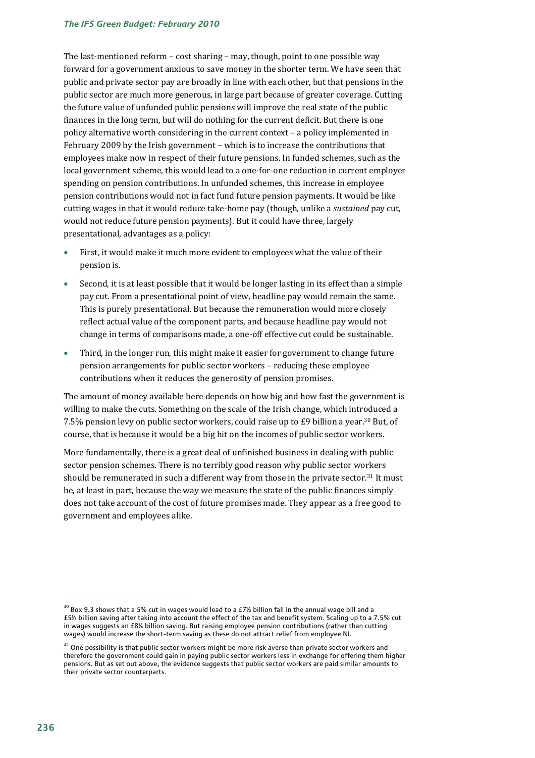The last-mentioned reform – cost sharing – may, though, point to one possible way forward for a government anxious to save money in the shorter term. We have seen that public and private sector pay are broadly in line with each other, but that pensions in the public sector are much more generous, in large part because of greater coverage. Cutting the future value of unfunded public pensions will improve the real state of the public finances in the long term, but will do nothing for the current deficit. But there is one policy alternative worth considering in the current context – a policy implemented in February 2009 by the Irish government – which is to increase the contributions that employees make now in respect of their future pensions. In funded schemes, such as the local government scheme, this would lead to a one-for-one reduction in current employer spending on pension contributions. In unfunded schemes, this increase in employee pension contributions would not in fact fund future pension payments. It would be like cutting wages in that it would reduce take-home pay (though, unlike a *sustained* pay cut, would not reduce future pension payments). But it could have three, largely presentational, advantages as a policy:

- First, it would make it much more evident to employees what the value of their pension is.
- Second, it is at least possible that it would be longer lasting in its effect than a simple pay cut. From a presentational point of view, headline pay would remain the same. This is purely presentational. But because the remuneration would more closely reflect actual value of the component parts, and because headline pay would not change in terms of comparisons made, a one-off effective cut could be sustainable.
- Third, in the longer run, this might make it easier for government to change future pension arrangements for public sector workers – reducing these employee contributions when it reduces the generosity of pension promises.

The amount of money available here depends on how big and how fast the government is willing to make the cuts. Something on the scale of the Irish change, which introduced a 7.5% pension levy on public sector workers, could raise up to £9 billion a year.[30] But, of course, that is because it would be a big hit on the incomes of public sector workers.

More fundamentally, there is a great deal of unfinished business in dealing with public sector pension schemes. There is no terribly good reason why public sector workers should be remunerated in such a different way from those in the private sector.[31] It must be, at least in part, because the way we measure the state of the public finances simply does not take account of the cost of future promises made. They appear as a free good to government and employees alike.

---

[30] Box 9.3 shows that a 5% cut in wages would lead to a £7½ billion fall in the annual wage bill and a £5½ billion saving after taking into account the effect of the tax and benefit system. Scaling up to a 7.5% cut in wages suggests an £8¼ billion saving. But raising employee pension contributions (rather than cutting wages) would increase the short-term saving as these do not attract relief from employee NI.

[31] One possibility is that public sector workers might be more risk averse than private sector workers and therefore the government could gain in paying public sector workers less in exchange for offering them higher pensions. But as set out above, the evidence suggests that public sector workers are paid similar amounts to their private sector counterparts.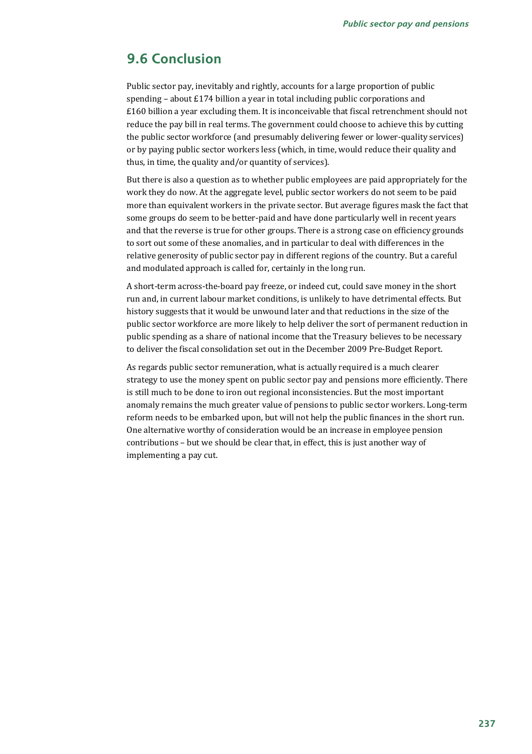## 9.6 Conclusion

Public sector pay, inevitably and rightly, accounts for a large proportion of public spending – about £174 billion a year in total including public corporations and £160 billion a year excluding them. It is inconceivable that fiscal retrenchment should not reduce the pay bill in real terms. The government could choose to achieve this by cutting the public sector workforce (and presumably delivering fewer or lower-quality services) or by paying public sector workers less (which, in time, would reduce their quality and thus, in time, the quality and/or quantity of services).

But there is also a question as to whether public employees are paid appropriately for the work they do now. At the aggregate level, public sector workers do not seem to be paid more than equivalent workers in the private sector. But average figures mask the fact that some groups do seem to be better-paid and have done particularly well in recent years and that the reverse is true for other groups. There is a strong case on efficiency grounds to sort out some of these anomalies, and in particular to deal with differences in the relative generosity of public sector pay in different regions of the country. But a careful and modulated approach is called for, certainly in the long run.

A short-term across-the-board pay freeze, or indeed cut, could save money in the short run and, in current labour market conditions, is unlikely to have detrimental effects. But history suggests that it would be unwound later and that reductions in the size of the public sector workforce are more likely to help deliver the sort of permanent reduction in public spending as a share of national income that the Treasury believes to be necessary to deliver the fiscal consolidation set out in the December 2009 Pre-Budget Report.

As regards public sector remuneration, what is actually required is a much clearer strategy to use the money spent on public sector pay and pensions more efficiently. There is still much to be done to iron out regional inconsistencies. But the most important anomaly remains the much greater value of pensions to public sector workers. Long-term reform needs to be embarked upon, but will not help the public finances in the short run. One alternative worthy of consideration would be an increase in employee pension contributions – but we should be clear that, in effect, this is just another way of implementing a pay cut.